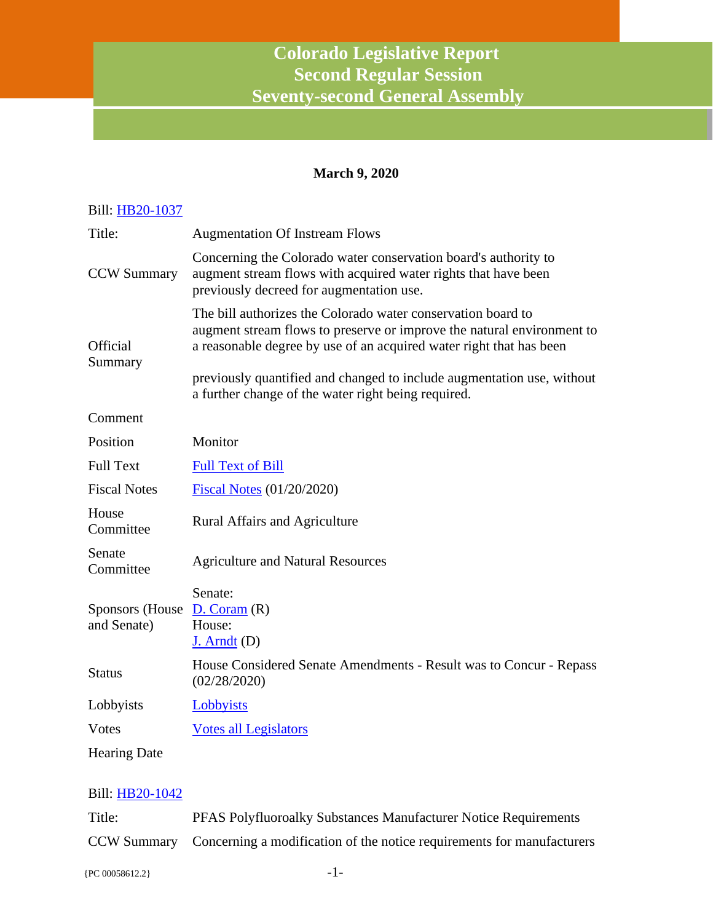# Colorado Legislative Report
## Second Regular Session
## Seventy-second General Assembly

**March 9, 2020**

Bill: HB20-1037

| | |
|---|---|
| Title: | Augmentation Of Instream Flows |
| CCW Summary | Concerning the Colorado water conservation board's authority to augment stream flows with acquired water rights that have been previously decreed for augmentation use. |
| Official Summary | The bill authorizes the Colorado water conservation board to augment stream flows to preserve or improve the natural environment to a reasonable degree by use of an acquired water right that has been<br><br>previously quantified and changed to include augmentation use, without a further change of the water right being required. |
| Comment | |
| Position | Monitor |
| Full Text | Full Text of Bill |
| Fiscal Notes | Fiscal Notes (01/20/2020) |
| House Committee | Rural Affairs and Agriculture |
| Senate Committee | Agriculture and Natural Resources |
| Sponsors (House and Senate) | Senate:<br>D. Coram (R)<br>House:<br>J. Arndt (D) |
| Status | House Considered Senate Amendments - Result was to Concur - Repass (02/28/2020) |
| Lobbyists | Lobbyists |
| Votes | Votes all Legislators |
| Hearing Date | |

Bill: HB20-1042

| | |
|---|---|
| Title: | PFAS Polyfluoroalky Substances Manufacturer Notice Requirements |
| CCW Summary | Concerning a modification of the notice requirements for manufacturers |

{PC 00058612.2}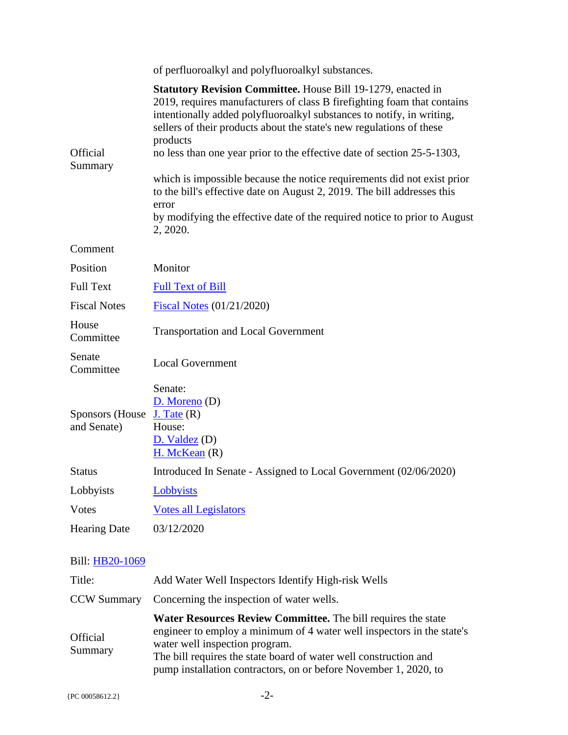| | |
|---|---|
| | of perfluoroalkyl and polyfluoroalkyl substances. |
| Official Summary | **Statutory Revision Committee.** House Bill 19-1279, enacted in 2019, requires manufacturers of class B firefighting foam that contains intentionally added polyfluoroalkyl substances to notify, in writing, sellers of their products about the state's new regulations of these products no less than one year prior to the effective date of section 25-5-1303, which is impossible because the notice requirements did not exist prior to the bill's effective date on August 2, 2019. The bill addresses this error by modifying the effective date of the required notice to prior to August 2, 2020. |
| Comment | |
| Position | Monitor |
| Full Text | [Full Text of Bill]() |
| Fiscal Notes | [Fiscal Notes]() (01/21/2020) |
| House Committee | Transportation and Local Government |
| Senate Committee | Local Government |
| Sponsors (House and Senate) | Senate:<br>[D. Moreno]() (D)<br>[J. Tate]() (R)<br>House:<br>[D. Valdez]() (D)<br>[H. McKean]() (R) |
| Status | Introduced In Senate - Assigned to Local Government (02/06/2020) |
| Lobbyists | [Lobbyists]() |
| Votes | [Votes all Legislators]() |
| Hearing Date | 03/12/2020 |

Bill: [HB20-1069]()

| | |
|---|---|
| Title: | Add Water Well Inspectors Identify High-risk Wells |
| CCW Summary | Concerning the inspection of water wells. |
| Official Summary | **Water Resources Review Committee.** The bill requires the state engineer to employ a minimum of 4 water well inspectors in the state's water well inspection program.<br>The bill requires the state board of water well construction and pump installation contractors, on or before November 1, 2020, to |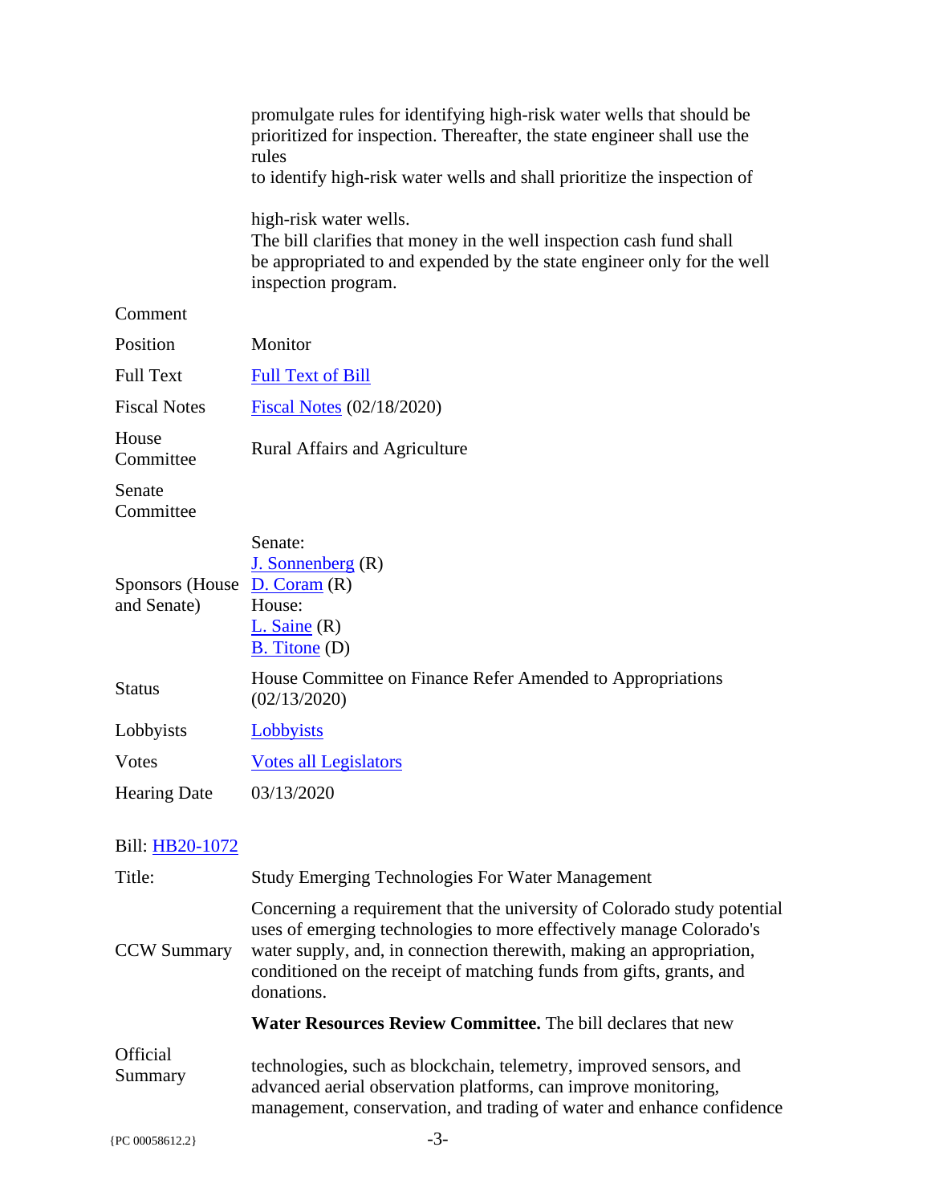| | |
|---|---|
| | promulgate rules for identifying high-risk water wells that should be prioritized for inspection. Thereafter, the state engineer shall use the rules<br>to identify high-risk water wells and shall prioritize the inspection of<br><br>high-risk water wells.<br>The bill clarifies that money in the well inspection cash fund shall be appropriated to and expended by the state engineer only for the well inspection program. |
| Comment | |
| Position | Monitor |
| Full Text | [Full Text of Bill] |
| Fiscal Notes | [Fiscal Notes] (02/18/2020) |
| House Committee | Rural Affairs and Agriculture |
| Senate Committee | |
| Sponsors (House and Senate) | Senate:<br>[J. Sonnenberg] (R)<br>[D. Coram] (R)<br>House:<br>[L. Saine] (R)<br>[B. Titone] (D) |
| Status | House Committee on Finance Refer Amended to Appropriations (02/13/2020) |
| Lobbyists | [Lobbyists] |
| Votes | [Votes all Legislators] |
| Hearing Date | 03/13/2020 |

Bill: [HB20-1072]

| | |
|---|---|
| Title: | Study Emerging Technologies For Water Management |
| CCW Summary | Concerning a requirement that the university of Colorado study potential uses of emerging technologies to more effectively manage Colorado's water supply, and, in connection therewith, making an appropriation, conditioned on the receipt of matching funds from gifts, grants, and donations. |
| Official Summary | **Water Resources Review Committee.** The bill declares that new<br><br>technologies, such as blockchain, telemetry, improved sensors, and advanced aerial observation platforms, can improve monitoring, management, conservation, and trading of water and enhance confidence |

{PC 00058612.2}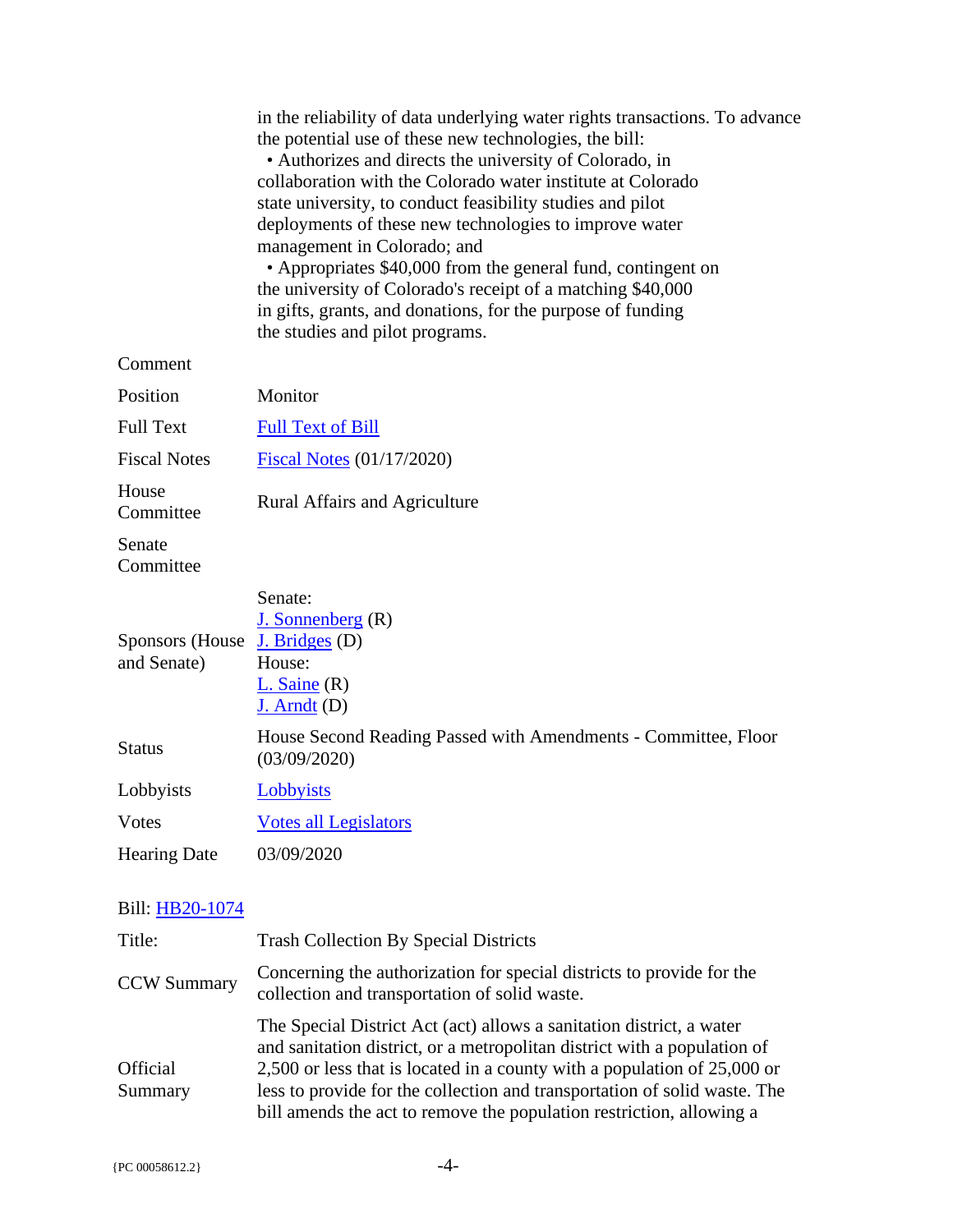| | |
|---|---|
| | in the reliability of data underlying water rights transactions. To advance the potential use of these new technologies, the bill:<br>• Authorizes and directs the university of Colorado, in collaboration with the Colorado water institute at Colorado state university, to conduct feasibility studies and pilot deployments of these new technologies to improve water management in Colorado; and<br>• Appropriates $40,000 from the general fund, contingent on the university of Colorado's receipt of a matching $40,000 in gifts, grants, and donations, for the purpose of funding the studies and pilot programs. |
| Comment | |
| Position | Monitor |
| Full Text | Full Text of Bill |
| Fiscal Notes | Fiscal Notes (01/17/2020) |
| House Committee | Rural Affairs and Agriculture |
| Senate Committee | |
| Sponsors (House and Senate) | Senate:<br>J. Sonnenberg (R)<br>J. Bridges (D)<br>House:<br>L. Saine (R)<br>J. Arndt (D) |
| Status | House Second Reading Passed with Amendments - Committee, Floor (03/09/2020) |
| Lobbyists | Lobbyists |
| Votes | Votes all Legislators |
| Hearing Date | 03/09/2020 |

| Bill: HB20-1074 | |
|---|---|
| Title: | Trash Collection By Special Districts |
| CCW Summary | Concerning the authorization for special districts to provide for the collection and transportation of solid waste. |
| Official Summary | The Special District Act (act) allows a sanitation district, a water and sanitation district, or a metropolitan district with a population of 2,500 or less that is located in a county with a population of 25,000 or less to provide for the collection and transportation of solid waste. The bill amends the act to remove the population restriction, allowing a |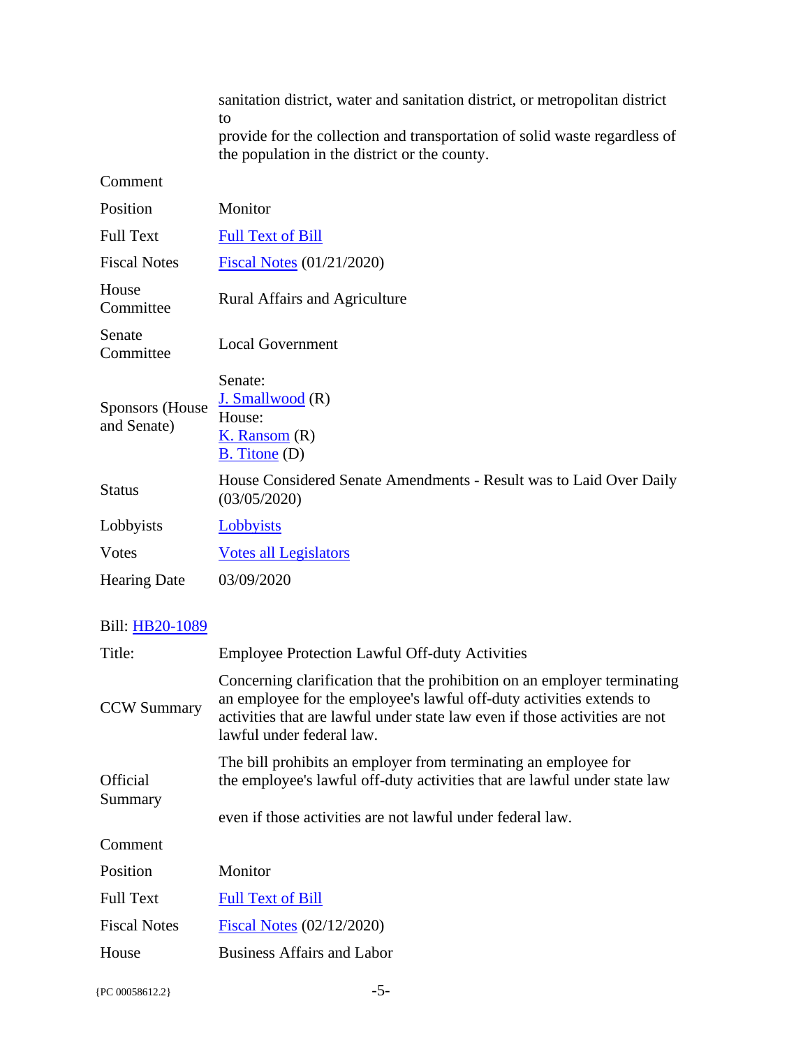| | |
|---|---|
| | sanitation district, water and sanitation district, or metropolitan district to provide for the collection and transportation of solid waste regardless of the population in the district or the county. |
| Comment | |
| Position | Monitor |
| Full Text | Full Text of Bill |
| Fiscal Notes | Fiscal Notes (01/21/2020) |
| House Committee | Rural Affairs and Agriculture |
| Senate Committee | Local Government |
| Sponsors (House and Senate) | Senate: J. Smallwood (R) House: K. Ransom (R) B. Titone (D) |
| Status | House Considered Senate Amendments - Result was to Laid Over Daily (03/05/2020) |
| Lobbyists | Lobbyists |
| Votes | Votes all Legislators |
| Hearing Date | 03/09/2020 |

Bill: HB20-1089

| | |
|---|---|
| Title: | Employee Protection Lawful Off-duty Activities |
| CCW Summary | Concerning clarification that the prohibition on an employer terminating an employee for the employee's lawful off-duty activities extends to activities that are lawful under state law even if those activities are not lawful under federal law. |
| Official Summary | The bill prohibits an employer from terminating an employee for the employee's lawful off-duty activities that are lawful under state law even if those activities are not lawful under federal law. |
| Comment | |
| Position | Monitor |
| Full Text | Full Text of Bill |
| Fiscal Notes | Fiscal Notes (02/12/2020) |
| House | Business Affairs and Labor |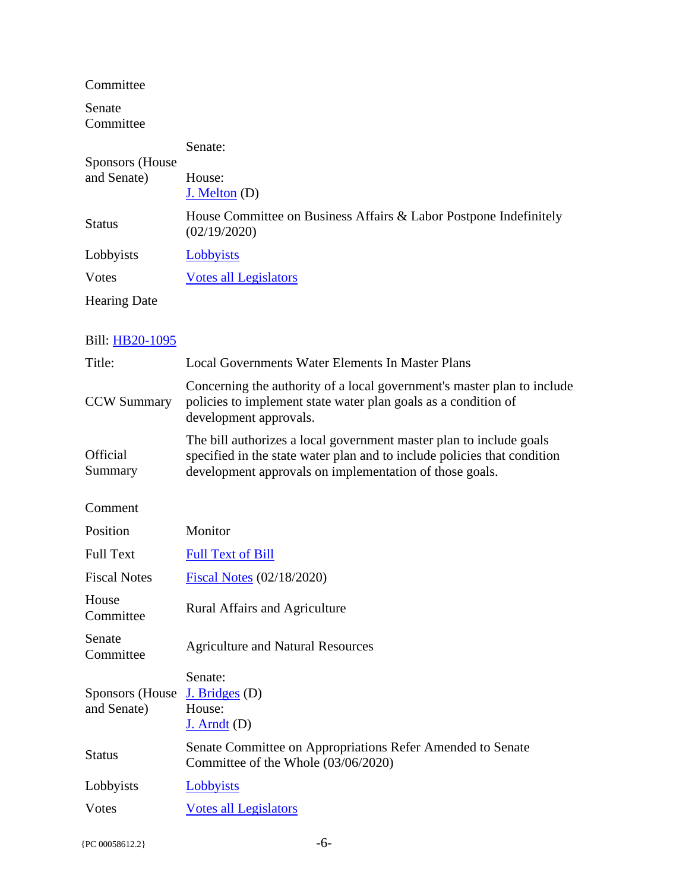| | |
|---|---|
| Committee | |
| Senate Committee | |
| Sponsors (House and Senate) | Senate:<br><br>House:<br>J. Melton (D) |
| Status | House Committee on Business Affairs & Labor Postpone Indefinitely (02/19/2020) |
| Lobbyists | Lobbyists |
| Votes | Votes all Legislators |
| Hearing Date | |

Bill: HB20-1095

| | |
|---|---|
| Title: | Local Governments Water Elements In Master Plans |
| CCW Summary | Concerning the authority of a local government's master plan to include policies to implement state water plan goals as a condition of development approvals. |
| Official Summary | The bill authorizes a local government master plan to include goals specified in the state water plan and to include policies that condition development approvals on implementation of those goals. |
| Comment | |
| Position | Monitor |
| Full Text | Full Text of Bill |
| Fiscal Notes | Fiscal Notes (02/18/2020) |
| House Committee | Rural Affairs and Agriculture |
| Senate Committee | Agriculture and Natural Resources |
| Sponsors (House and Senate) | Senate:<br>J. Bridges (D)<br>House:<br>J. Arndt (D) |
| Status | Senate Committee on Appropriations Refer Amended to Senate Committee of the Whole (03/06/2020) |
| Lobbyists | Lobbyists |
| Votes | Votes all Legislators |

{PC 00058612.2}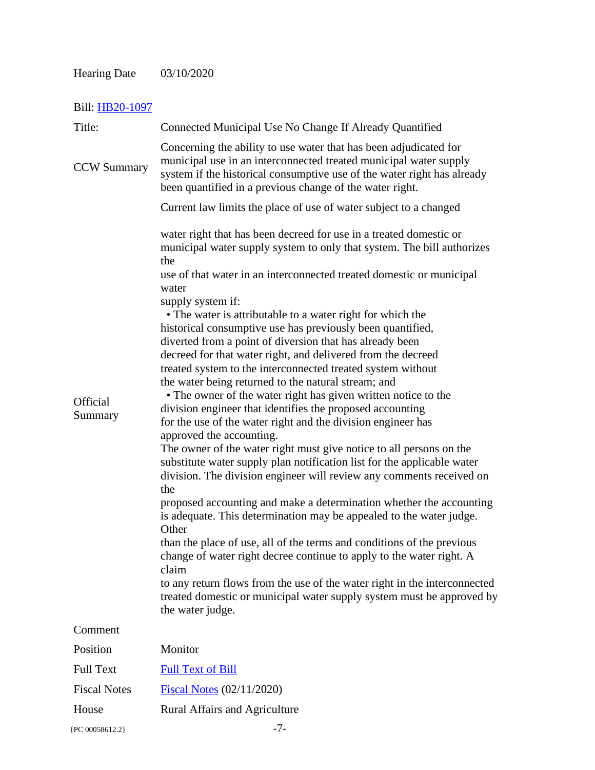| | |
|---|---|
| Hearing Date | 03/10/2020 |

Bill: HB20-1097

| | |
|---|---|
| Title: | Connected Municipal Use No Change If Already Quantified |
| CCW Summary | Concerning the ability to use water that has been adjudicated for municipal use in an interconnected treated municipal water supply system if the historical consumptive use of the water right has already been quantified in a previous change of the water right. |
| Official Summary | Current law limits the place of use of water subject to a changed water right that has been decreed for use in a treated domestic or municipal water supply system to only that system. The bill authorizes the use of that water in an interconnected treated domestic or municipal water supply system if:<br>• The water is attributable to a water right for which the historical consumptive use has previously been quantified, diverted from a point of diversion that has already been decreed for that water right, and delivered from the decreed treated system to the interconnected treated system without the water being returned to the natural stream; and<br>• The owner of the water right has given written notice to the division engineer that identifies the proposed accounting for the use of the water right and the division engineer has approved the accounting.<br>The owner of the water right must give notice to all persons on the substitute water supply plan notification list for the applicable water division. The division engineer will review any comments received on the proposed accounting and make a determination whether the accounting is adequate. This determination may be appealed to the water judge. Other than the place of use, all of the terms and conditions of the previous change of water right decree continue to apply to the water right. A claim to any return flows from the use of the water right in the interconnected treated domestic or municipal water supply system must be approved by the water judge. |
| Comment | |
| Position | Monitor |
| Full Text | Full Text of Bill |
| Fiscal Notes | Fiscal Notes (02/11/2020) |
| House | Rural Affairs and Agriculture |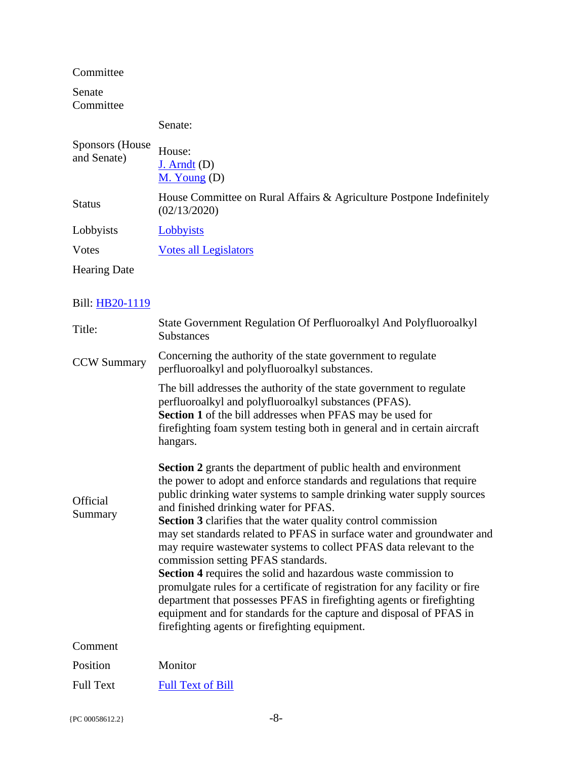| | |
|---|---|
| Committee | |
| Senate Committee | |
| Sponsors (House and Senate) | Senate:<br><br>House:<br>J. Arndt (D)<br>M. Young (D) |
| Status | House Committee on Rural Affairs & Agriculture Postpone Indefinitely (02/13/2020) |
| Lobbyists | Lobbyists |
| Votes | Votes all Legislators |
| Hearing Date | |

Bill: HB20-1119

| | |
|---|---|
| Title: | State Government Regulation Of Perfluoroalkyl And Polyfluoroalkyl Substances |
| CCW Summary | Concerning the authority of the state government to regulate perfluoroalkyl and polyfluoroalkyl substances. |
| Official Summary | The bill addresses the authority of the state government to regulate perfluoroalkyl and polyfluoroalkyl substances (PFAS).<br>**Section 1** of the bill addresses when PFAS may be used for firefighting foam system testing both in general and in certain aircraft hangars.<br><br>**Section 2** grants the department of public health and environment the power to adopt and enforce standards and regulations that require public drinking water systems to sample drinking water supply sources and finished drinking water for PFAS.<br>**Section 3** clarifies that the water quality control commission may set standards related to PFAS in surface water and groundwater and may require wastewater systems to collect PFAS data relevant to the commission setting PFAS standards.<br>**Section 4** requires the solid and hazardous waste commission to promulgate rules for a certificate of registration for any facility or fire department that possesses PFAS in firefighting agents or firefighting equipment and for standards for the capture and disposal of PFAS in firefighting agents or firefighting equipment. |
| Comment | |
| Position | Monitor |
| Full Text | Full Text of Bill |

{PC 00058612.2}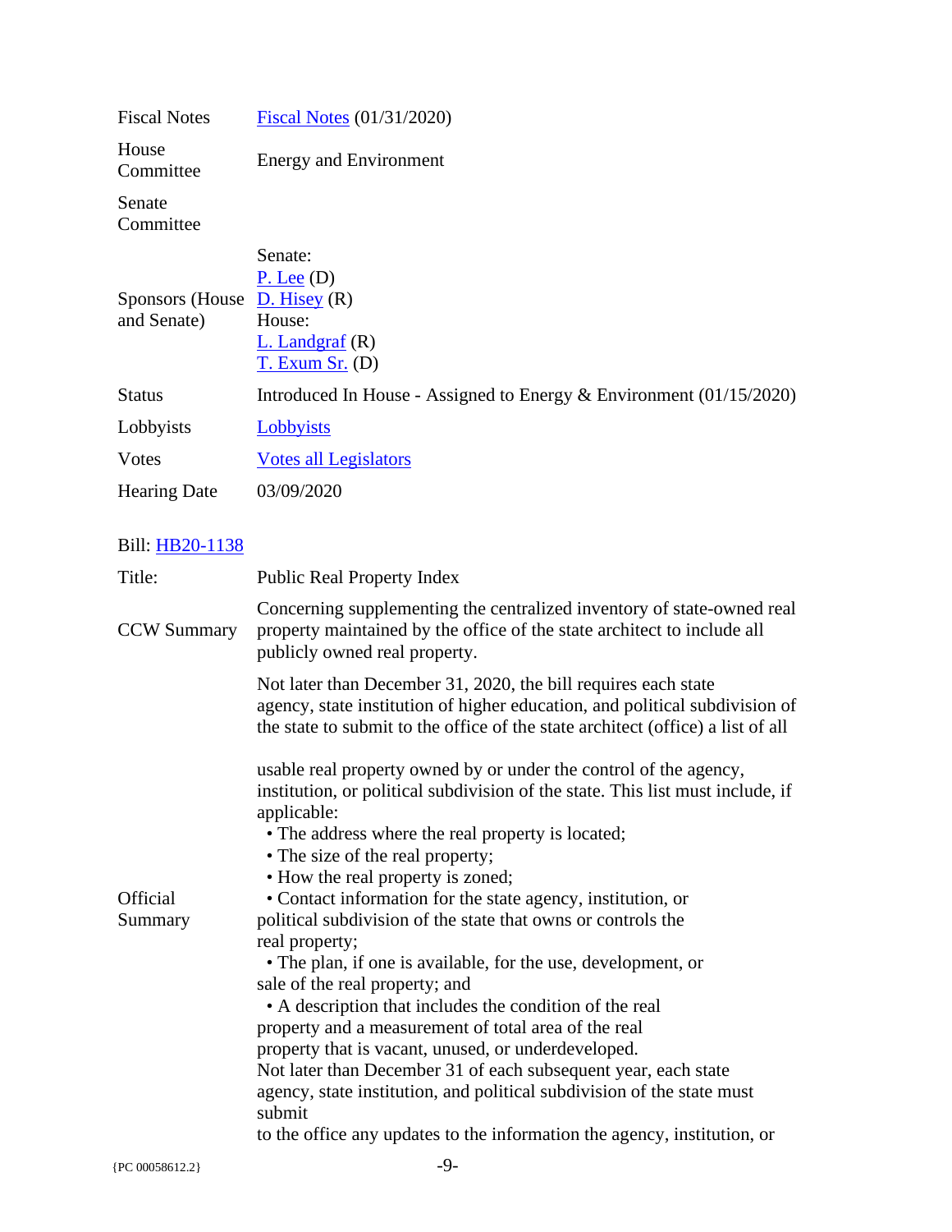| | |
|---|---|
| Fiscal Notes | Fiscal Notes (01/31/2020) |
| House Committee | Energy and Environment |
| Senate Committee | |
| Sponsors (House and Senate) | Senate: P. Lee (D) D. Hisey (R) House: L. Landgraf (R) T. Exum Sr. (D) |
| Status | Introduced In House - Assigned to Energy & Environment (01/15/2020) |
| Lobbyists | Lobbyists |
| Votes | Votes all Legislators |
| Hearing Date | 03/09/2020 |

Bill: HB20-1138

| | |
|---|---|
| Title: | Public Real Property Index |
| CCW Summary | Concerning supplementing the centralized inventory of state-owned real property maintained by the office of the state architect to include all publicly owned real property. |
| Official Summary | Not later than December 31, 2020, the bill requires each state agency, state institution of higher education, and political subdivision of the state to submit to the office of the state architect (office) a list of all usable real property owned by or under the control of the agency, institution, or political subdivision of the state. This list must include, if applicable: • The address where the real property is located; • The size of the real property; • How the real property is zoned; • Contact information for the state agency, institution, or political subdivision of the state that owns or controls the real property; • The plan, if one is available, for the use, development, or sale of the real property; and • A description that includes the condition of the real property and a measurement of total area of the real property that is vacant, unused, or underdeveloped. Not later than December 31 of each subsequent year, each state agency, state institution, and political subdivision of the state must submit to the office any updates to the information the agency, institution, or |

{PC 00058612.2}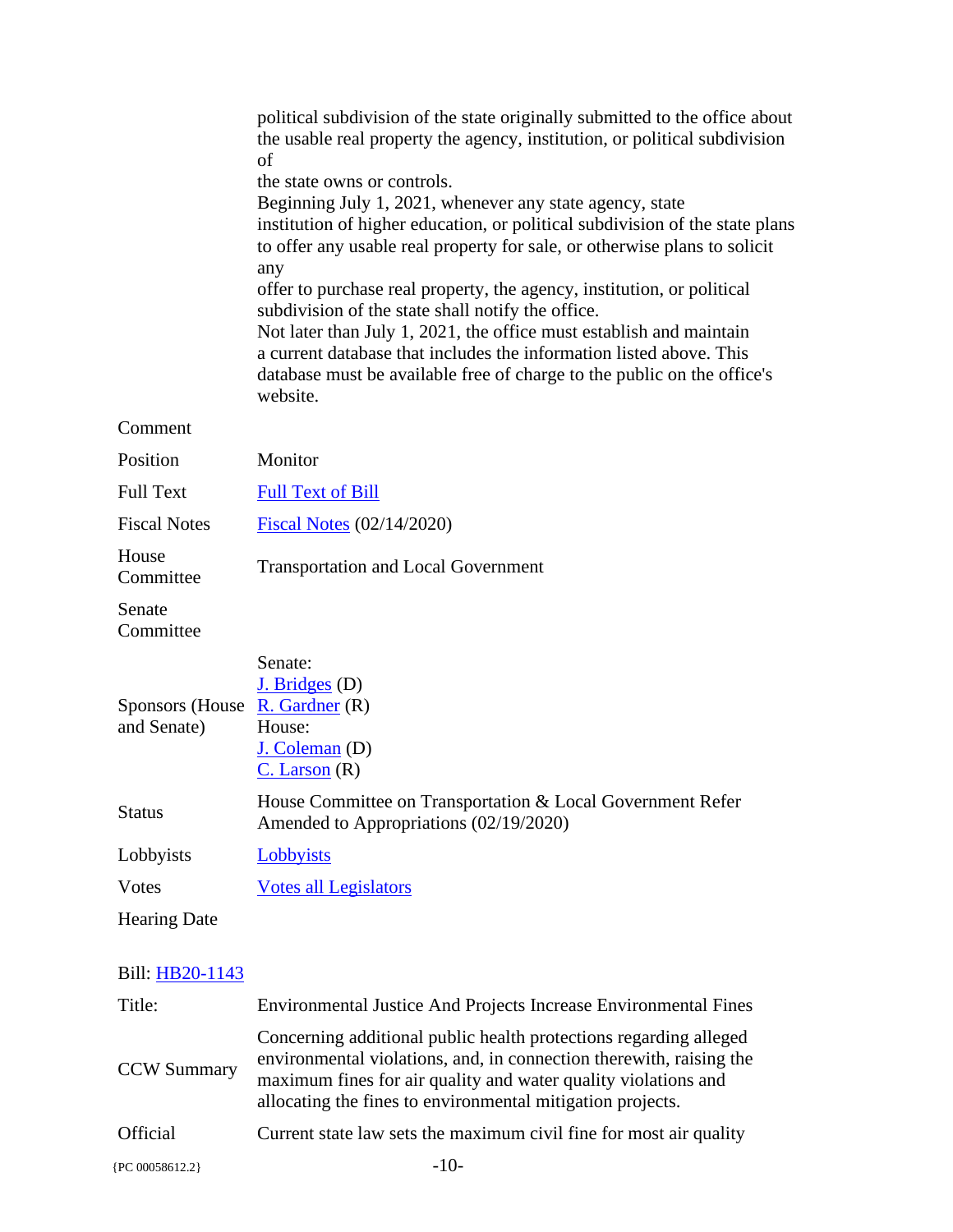| | |
|---|---|
| | political subdivision of the state originally submitted to the office about the usable real property the agency, institution, or political subdivision of the state owns or controls. Beginning July 1, 2021, whenever any state agency, state institution of higher education, or political subdivision of the state plans to offer any usable real property for sale, or otherwise plans to solicit any offer to purchase real property, the agency, institution, or political subdivision of the state shall notify the office. Not later than July 1, 2021, the office must establish and maintain a current database that includes the information listed above. This database must be available free of charge to the public on the office's website. |
| Comment | |
| Position | Monitor |
| Full Text | Full Text of Bill |
| Fiscal Notes | Fiscal Notes (02/14/2020) |
| House Committee | Transportation and Local Government |
| Senate Committee | |
| Sponsors (House and Senate) | Senate: J. Bridges (D) R. Gardner (R) House: J. Coleman (D) C. Larson (R) |
| Status | House Committee on Transportation & Local Government Refer Amended to Appropriations (02/19/2020) |
| Lobbyists | Lobbyists |
| Votes | Votes all Legislators |
| Hearing Date | |

Bill: HB20-1143

| | |
|---|---|
| Title: | Environmental Justice And Projects Increase Environmental Fines |
| CCW Summary | Concerning additional public health protections regarding alleged environmental violations, and, in connection therewith, raising the maximum fines for air quality and water quality violations and allocating the fines to environmental mitigation projects. |
| Official | Current state law sets the maximum civil fine for most air quality |

{PC 00058612.2}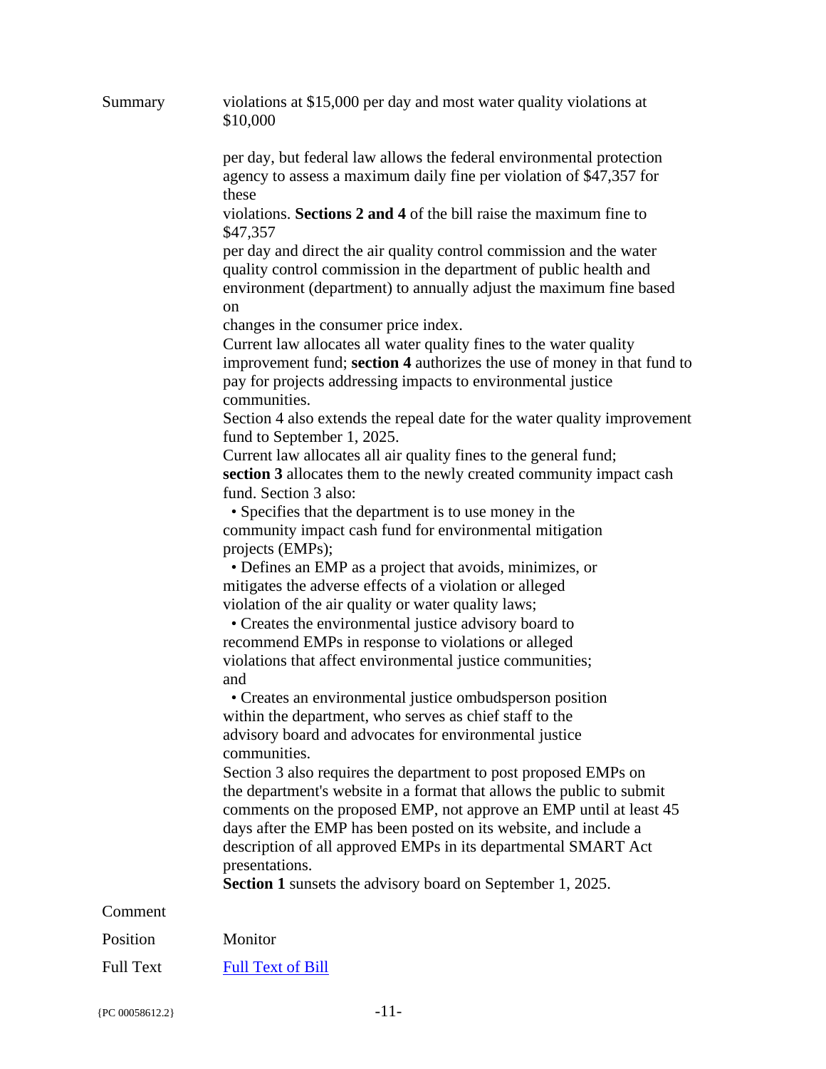| | |
|---|---|
| Summary | violations at $15,000 per day and most water quality violations at $10,000 per day, but federal law allows the federal environmental protection agency to assess a maximum daily fine per violation of $47,357 for these violations. **Sections 2 and 4** of the bill raise the maximum fine to $47,357 per day and direct the air quality control commission and the water quality control commission in the department of public health and environment (department) to annually adjust the maximum fine based on changes in the consumer price index.<br>Current law allocates all water quality fines to the water quality improvement fund; **section 4** authorizes the use of money in that fund to pay for projects addressing impacts to environmental justice communities.<br>Section 4 also extends the repeal date for the water quality improvement fund to September 1, 2025.<br>Current law allocates all air quality fines to the general fund; **section 3** allocates them to the newly created community impact cash fund. Section 3 also:<br>• Specifies that the department is to use money in the community impact cash fund for environmental mitigation projects (EMPs);<br>• Defines an EMP as a project that avoids, minimizes, or mitigates the adverse effects of a violation or alleged violation of the air quality or water quality laws;<br>• Creates the environmental justice advisory board to recommend EMPs in response to violations or alleged violations that affect environmental justice communities; and<br>• Creates an environmental justice ombudsperson position within the department, who serves as chief staff to the advisory board and advocates for environmental justice communities.<br>Section 3 also requires the department to post proposed EMPs on the department's website in a format that allows the public to submit comments on the proposed EMP, not approve an EMP until at least 45 days after the EMP has been posted on its website, and include a description of all approved EMPs in its departmental SMART Act presentations.<br>**Section 1** sunsets the advisory board on September 1, 2025. |
| Comment | |
| Position | Monitor |
| Full Text | Full Text of Bill |

{PC 00058612.2}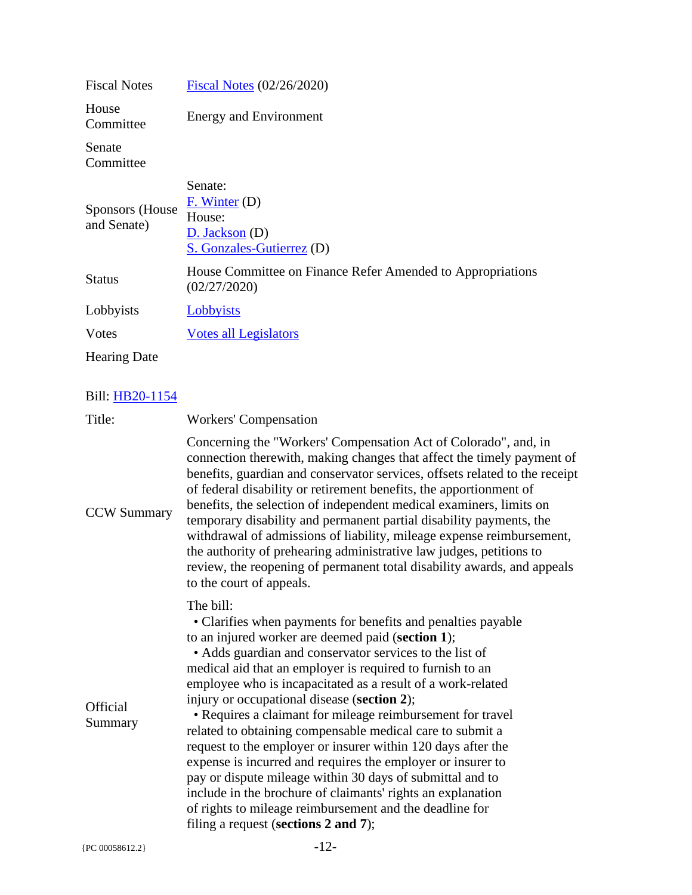| | |
|---|---|
| Fiscal Notes | Fiscal Notes (02/26/2020) |
| House Committee | Energy and Environment |
| Senate Committee | |
| Sponsors (House and Senate) | Senate:<br>F. Winter (D)<br>House:<br>D. Jackson (D)<br>S. Gonzales-Gutierrez (D) |
| Status | House Committee on Finance Refer Amended to Appropriations (02/27/2020) |
| Lobbyists | Lobbyists |
| Votes | Votes all Legislators |
| Hearing Date | |

Bill: HB20-1154

| | |
|---|---|
| Title: | Workers' Compensation |
| CCW Summary | Concerning the "Workers' Compensation Act of Colorado", and, in connection therewith, making changes that affect the timely payment of benefits, guardian and conservator services, offsets related to the receipt of federal disability or retirement benefits, the apportionment of benefits, the selection of independent medical examiners, limits on temporary disability and permanent partial disability payments, the withdrawal of admissions of liability, mileage expense reimbursement, the authority of prehearing administrative law judges, petitions to review, the reopening of permanent total disability awards, and appeals to the court of appeals. |
| Official Summary | The bill:<br>• Clarifies when payments for benefits and penalties payable to an injured worker are deemed paid (**section 1**);<br>• Adds guardian and conservator services to the list of medical aid that an employer is required to furnish to an employee who is incapacitated as a result of a work-related injury or occupational disease (**section 2**);<br>• Requires a claimant for mileage reimbursement for travel related to obtaining compensable medical care to submit a request to the employer or insurer within 120 days after the expense is incurred and requires the employer or insurer to pay or dispute mileage within 30 days of submittal and to include in the brochure of claimants' rights an explanation of rights to mileage reimbursement and the deadline for filing a request (**sections 2 and 7**); |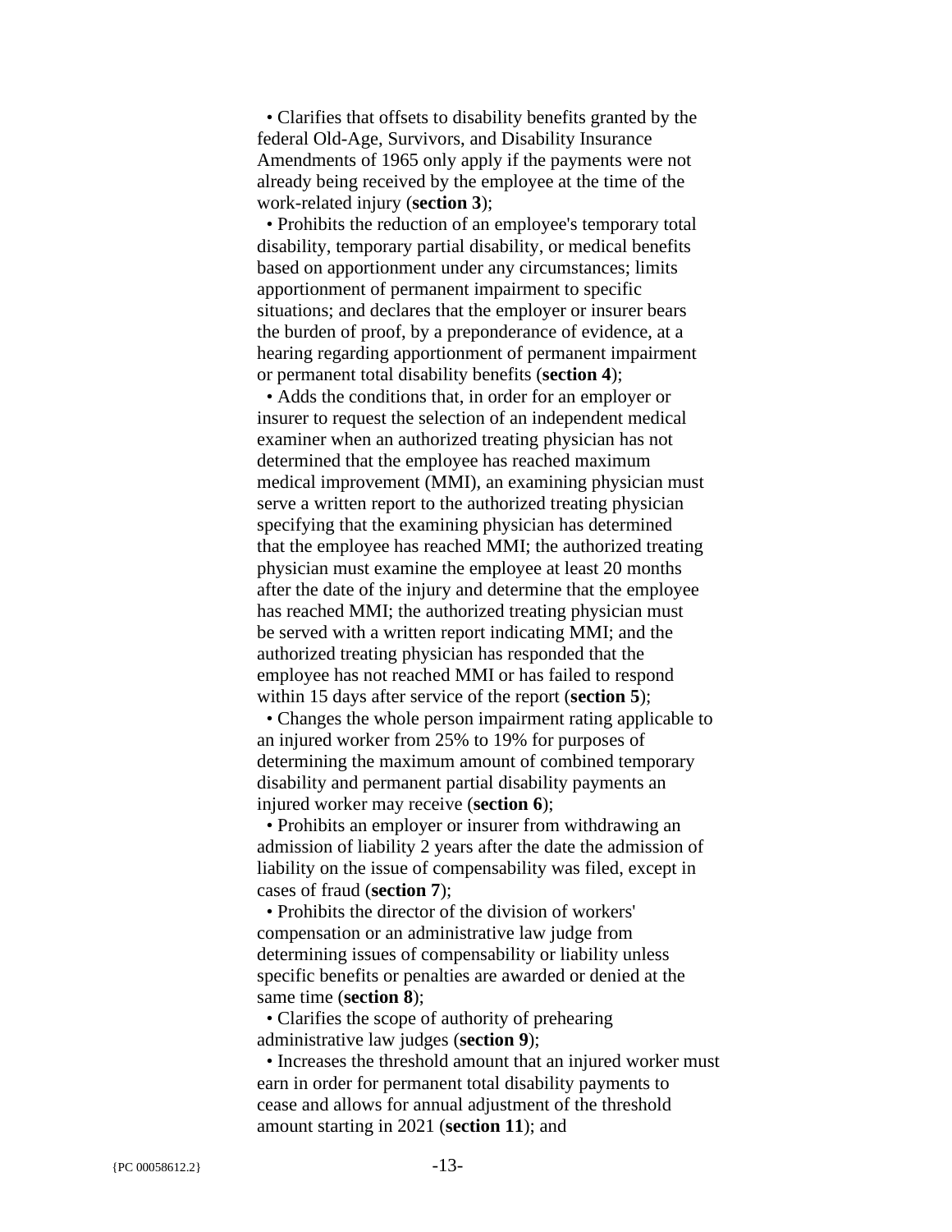- Clarifies that offsets to disability benefits granted by the federal Old-Age, Survivors, and Disability Insurance Amendments of 1965 only apply if the payments were not already being received by the employee at the time of the work-related injury (**section 3**);
- Prohibits the reduction of an employee's temporary total disability, temporary partial disability, or medical benefits based on apportionment under any circumstances; limits apportionment of permanent impairment to specific situations; and declares that the employer or insurer bears the burden of proof, by a preponderance of evidence, at a hearing regarding apportionment of permanent impairment or permanent total disability benefits (**section 4**);
- Adds the conditions that, in order for an employer or insurer to request the selection of an independent medical examiner when an authorized treating physician has not determined that the employee has reached maximum medical improvement (MMI), an examining physician must serve a written report to the authorized treating physician specifying that the examining physician has determined that the employee has reached MMI; the authorized treating physician must examine the employee at least 20 months after the date of the injury and determine that the employee has reached MMI; the authorized treating physician must be served with a written report indicating MMI; and the authorized treating physician has responded that the employee has not reached MMI or has failed to respond within 15 days after service of the report (**section 5**);
- Changes the whole person impairment rating applicable to an injured worker from 25% to 19% for purposes of determining the maximum amount of combined temporary disability and permanent partial disability payments an injured worker may receive (**section 6**);
- Prohibits an employer or insurer from withdrawing an admission of liability 2 years after the date the admission of liability on the issue of compensability was filed, except in cases of fraud (**section 7**);
- Prohibits the director of the division of workers' compensation or an administrative law judge from determining issues of compensability or liability unless specific benefits or penalties are awarded or denied at the same time (**section 8**);
- Clarifies the scope of authority of prehearing administrative law judges (**section 9**);
- Increases the threshold amount that an injured worker must earn in order for permanent total disability payments to cease and allows for annual adjustment of the threshold amount starting in 2021 (**section 11**); and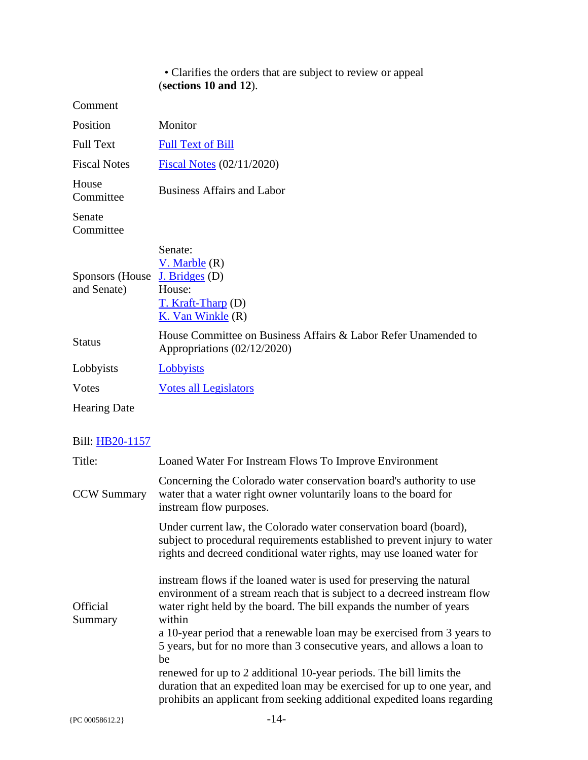| | • Clarifies the orders that are subject to review or appeal (**sections 10 and 12**). |
|---|---|
| Comment | |
| Position | Monitor |
| Full Text | Full Text of Bill |
| Fiscal Notes | Fiscal Notes (02/11/2020) |
| House Committee | Business Affairs and Labor |
| Senate Committee | |
| Sponsors (House and Senate) | Senate: V. Marble (R) J. Bridges (D) House: T. Kraft-Tharp (D) K. Van Winkle (R) |
| Status | House Committee on Business Affairs & Labor Refer Unamended to Appropriations (02/12/2020) |
| Lobbyists | Lobbyists |
| Votes | Votes all Legislators |
| Hearing Date | |

Bill: HB20-1157

| | |
|---|---|
| Title: | Loaned Water For Instream Flows To Improve Environment |
| CCW Summary | Concerning the Colorado water conservation board's authority to use water that a water right owner voluntarily loans to the board for instream flow purposes. |
| Official Summary | Under current law, the Colorado water conservation board (board), subject to procedural requirements established to prevent injury to water rights and decreed conditional water rights, may use loaned water for instream flows if the loaned water is used for preserving the natural environment of a stream reach that is subject to a decreed instream flow water right held by the board. The bill expands the number of years within a 10-year period that a renewable loan may be exercised from 3 years to 5 years, but for no more than 3 consecutive years, and allows a loan to be renewed for up to 2 additional 10-year periods. The bill limits the duration that an expedited loan may be exercised for up to one year, and prohibits an applicant from seeking additional expedited loans regarding |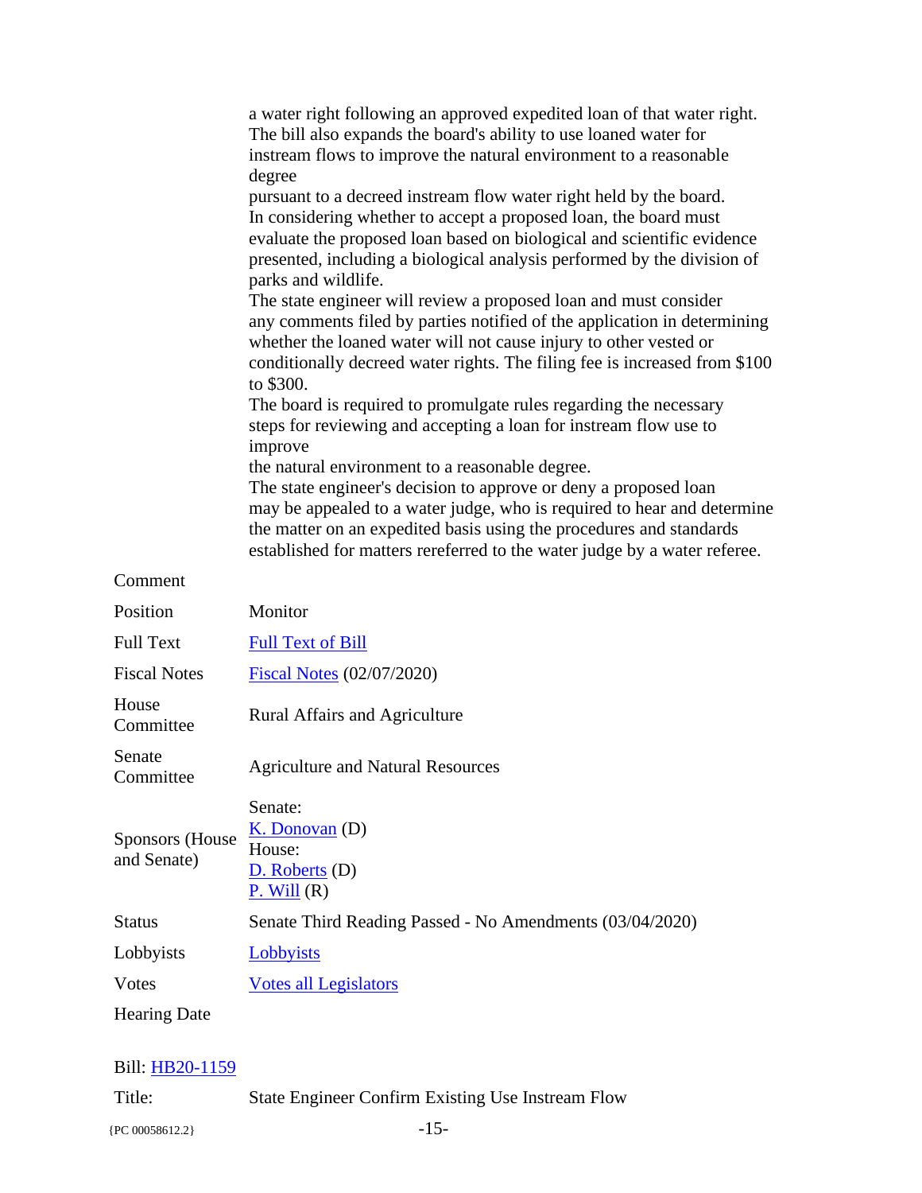| | |
|---|---|
| | a water right following an approved expedited loan of that water right. The bill also expands the board's ability to use loaned water for instream flows to improve the natural environment to a reasonable degree pursuant to a decreed instream flow water right held by the board. In considering whether to accept a proposed loan, the board must evaluate the proposed loan based on biological and scientific evidence presented, including a biological analysis performed by the division of parks and wildlife. The state engineer will review a proposed loan and must consider any comments filed by parties notified of the application in determining whether the loaned water will not cause injury to other vested or conditionally decreed water rights. The filing fee is increased from $100 to $300. The board is required to promulgate rules regarding the necessary steps for reviewing and accepting a loan for instream flow use to improve the natural environment to a reasonable degree. The state engineer's decision to approve or deny a proposed loan may be appealed to a water judge, who is required to hear and determine the matter on an expedited basis using the procedures and standards established for matters rereferred to the water judge by a water referee. |
| Comment | |
| Position | Monitor |
| Full Text | Full Text of Bill |
| Fiscal Notes | Fiscal Notes (02/07/2020) |
| House Committee | Rural Affairs and Agriculture |
| Senate Committee | Agriculture and Natural Resources |
| Sponsors (House and Senate) | Senate:<br>K. Donovan (D)<br>House:<br>D. Roberts (D)<br>P. Will (R) |
| Status | Senate Third Reading Passed - No Amendments (03/04/2020) |
| Lobbyists | Lobbyists |
| Votes | Votes all Legislators |
| Hearing Date | |

Bill: HB20-1159

| | |
|---|---|
| Title: | State Engineer Confirm Existing Use Instream Flow |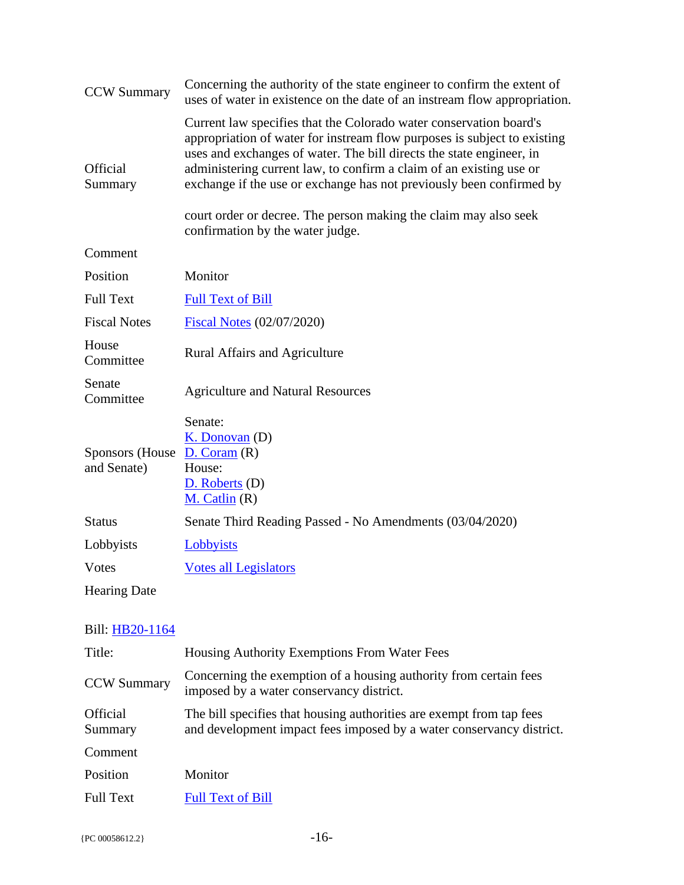| | |
|---|---|
| CCW Summary | Concerning the authority of the state engineer to confirm the extent of uses of water in existence on the date of an instream flow appropriation. |
| Official Summary | Current law specifies that the Colorado water conservation board's appropriation of water for instream flow purposes is subject to existing uses and exchanges of water. The bill directs the state engineer, in administering current law, to confirm a claim of an existing use or exchange if the use or exchange has not previously been confirmed by court order or decree. The person making the claim may also seek confirmation by the water judge. |
| Comment | |
| Position | Monitor |
| Full Text | Full Text of Bill |
| Fiscal Notes | Fiscal Notes (02/07/2020) |
| House Committee | Rural Affairs and Agriculture |
| Senate Committee | Agriculture and Natural Resources |
| Sponsors (House and Senate) | Senate:<br>K. Donovan (D)<br>D. Coram (R)<br>House:<br>D. Roberts (D)<br>M. Catlin (R) |
| Status | Senate Third Reading Passed - No Amendments (03/04/2020) |
| Lobbyists | Lobbyists |
| Votes | Votes all Legislators |
| Hearing Date | |

Bill: HB20-1164

| | |
|---|---|
| Title: | Housing Authority Exemptions From Water Fees |
| CCW Summary | Concerning the exemption of a housing authority from certain fees imposed by a water conservancy district. |
| Official Summary | The bill specifies that housing authorities are exempt from tap fees and development impact fees imposed by a water conservancy district. |
| Comment | |
| Position | Monitor |
| Full Text | Full Text of Bill |

{PC 00058612.2}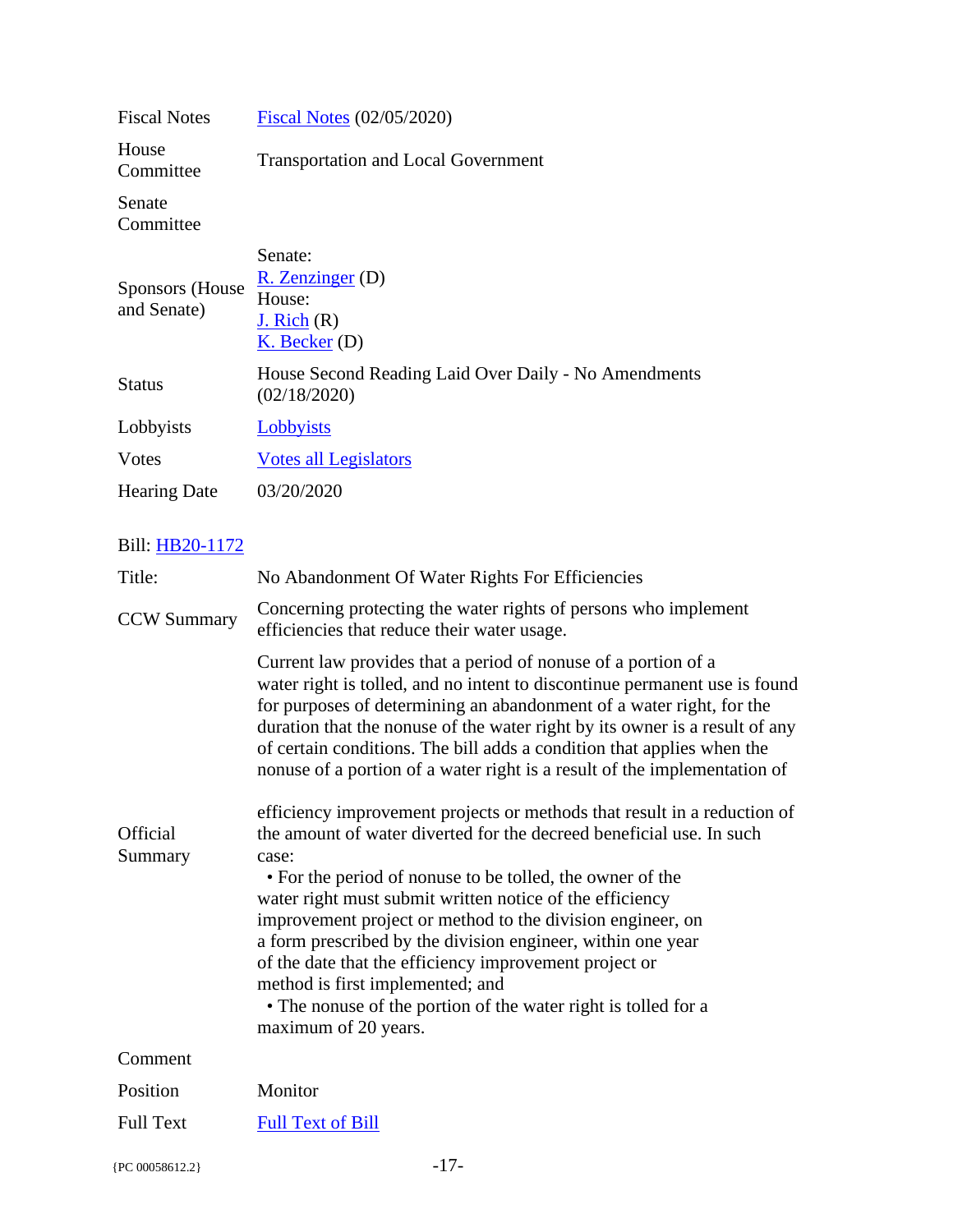| | |
|---|---|
| Fiscal Notes | Fiscal Notes (02/05/2020) |
| House Committee | Transportation and Local Government |
| Senate Committee | |
| Sponsors (House and Senate) | Senate:<br>R. Zenzinger (D)<br>House:<br>J. Rich (R)<br>K. Becker (D) |
| Status | House Second Reading Laid Over Daily - No Amendments (02/18/2020) |
| Lobbyists | Lobbyists |
| Votes | Votes all Legislators |
| Hearing Date | 03/20/2020 |

Bill: HB20-1172

| | |
|---|---|
| Title: | No Abandonment Of Water Rights For Efficiencies |
| CCW Summary | Concerning protecting the water rights of persons who implement efficiencies that reduce their water usage. |
| Official Summary | Current law provides that a period of nonuse of a portion of a water right is tolled, and no intent to discontinue permanent use is found for purposes of determining an abandonment of a water right, for the duration that the nonuse of the water right by its owner is a result of any of certain conditions. The bill adds a condition that applies when the nonuse of a portion of a water right is a result of the implementation of efficiency improvement projects or methods that result in a reduction of the amount of water diverted for the decreed beneficial use. In such case:<br>• For the period of nonuse to be tolled, the owner of the water right must submit written notice of the efficiency improvement project or method to the division engineer, on a form prescribed by the division engineer, within one year of the date that the efficiency improvement project or method is first implemented; and<br>• The nonuse of the portion of the water right is tolled for a maximum of 20 years. |
| Comment | |
| Position | Monitor |
| Full Text | Full Text of Bill |

{PC 00058612.2}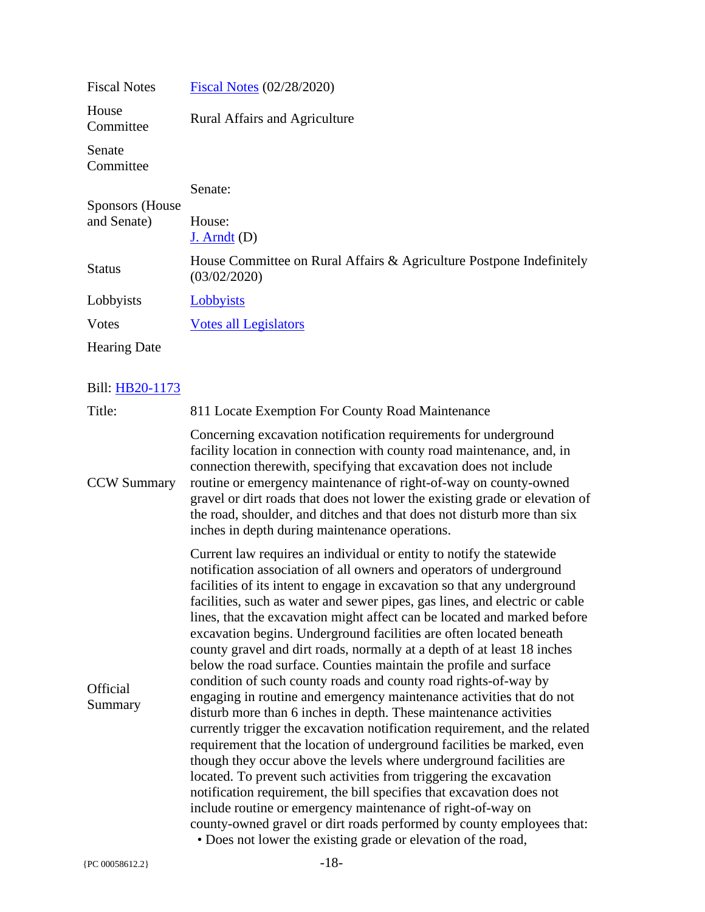| | |
|---|---|
| Fiscal Notes | Fiscal Notes (02/28/2020) |
| House Committee | Rural Affairs and Agriculture |
| Senate Committee | |
| Sponsors (House and Senate) | Senate:<br><br>House:<br>J. Arndt (D) |
| Status | House Committee on Rural Affairs & Agriculture Postpone Indefinitely (03/02/2020) |
| Lobbyists | Lobbyists |
| Votes | Votes all Legislators |
| Hearing Date | |

Bill: HB20-1173

| | |
|---|---|
| Title: | 811 Locate Exemption For County Road Maintenance |
| CCW Summary | Concerning excavation notification requirements for underground facility location in connection with county road maintenance, and, in connection therewith, specifying that excavation does not include routine or emergency maintenance of right-of-way on county-owned gravel or dirt roads that does not lower the existing grade or elevation of the road, shoulder, and ditches and that does not disturb more than six inches in depth during maintenance operations. |
| Official Summary | Current law requires an individual or entity to notify the statewide notification association of all owners and operators of underground facilities of its intent to engage in excavation so that any underground facilities, such as water and sewer pipes, gas lines, and electric or cable lines, that the excavation might affect can be located and marked before excavation begins. Underground facilities are often located beneath county gravel and dirt roads, normally at a depth of at least 18 inches below the road surface. Counties maintain the profile and surface condition of such county roads and county road rights-of-way by engaging in routine and emergency maintenance activities that do not disturb more than 6 inches in depth. These maintenance activities currently trigger the excavation notification requirement, and the related requirement that the location of underground facilities be marked, even though they occur above the levels where underground facilities are located. To prevent such activities from triggering the excavation notification requirement, the bill specifies that excavation does not include routine or emergency maintenance of right-of-way on county-owned gravel or dirt roads performed by county employees that:<br>• Does not lower the existing grade or elevation of the road, |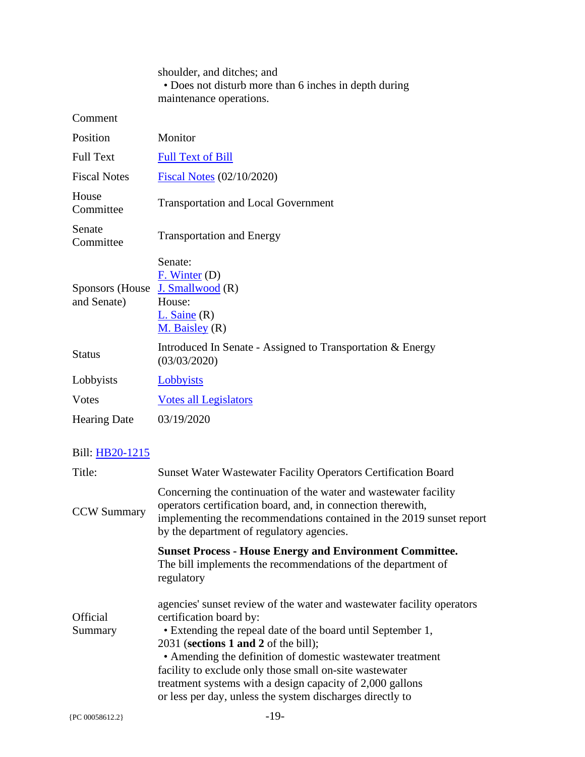| | |
|---|---|
| | shoulder, and ditches; and<br>• Does not disturb more than 6 inches in depth during maintenance operations. |
| Comment | |
| Position | Monitor |
| Full Text | Full Text of Bill |
| Fiscal Notes | Fiscal Notes (02/10/2020) |
| House Committee | Transportation and Local Government |
| Senate Committee | Transportation and Energy |
| Sponsors (House and Senate) | Senate:<br>F. Winter (D)<br>J. Smallwood (R)<br>House:<br>L. Saine (R)<br>M. Baisley (R) |
| Status | Introduced In Senate - Assigned to Transportation & Energy (03/03/2020) |
| Lobbyists | Lobbyists |
| Votes | Votes all Legislators |
| Hearing Date | 03/19/2020 |

Bill: HB20-1215

| | |
|---|---|
| Title: | Sunset Water Wastewater Facility Operators Certification Board |
| CCW Summary | Concerning the continuation of the water and wastewater facility operators certification board, and, in connection therewith, implementing the recommendations contained in the 2019 sunset report by the department of regulatory agencies. |
| Official Summary | **Sunset Process - House Energy and Environment Committee.** The bill implements the recommendations of the department of regulatory<br><br>agencies' sunset review of the water and wastewater facility operators certification board by:<br>• Extending the repeal date of the board until September 1, 2031 (**sections 1 and 2** of the bill);<br>• Amending the definition of domestic wastewater treatment facility to exclude only those small on-site wastewater treatment systems with a design capacity of 2,000 gallons or less per day, unless the system discharges directly to |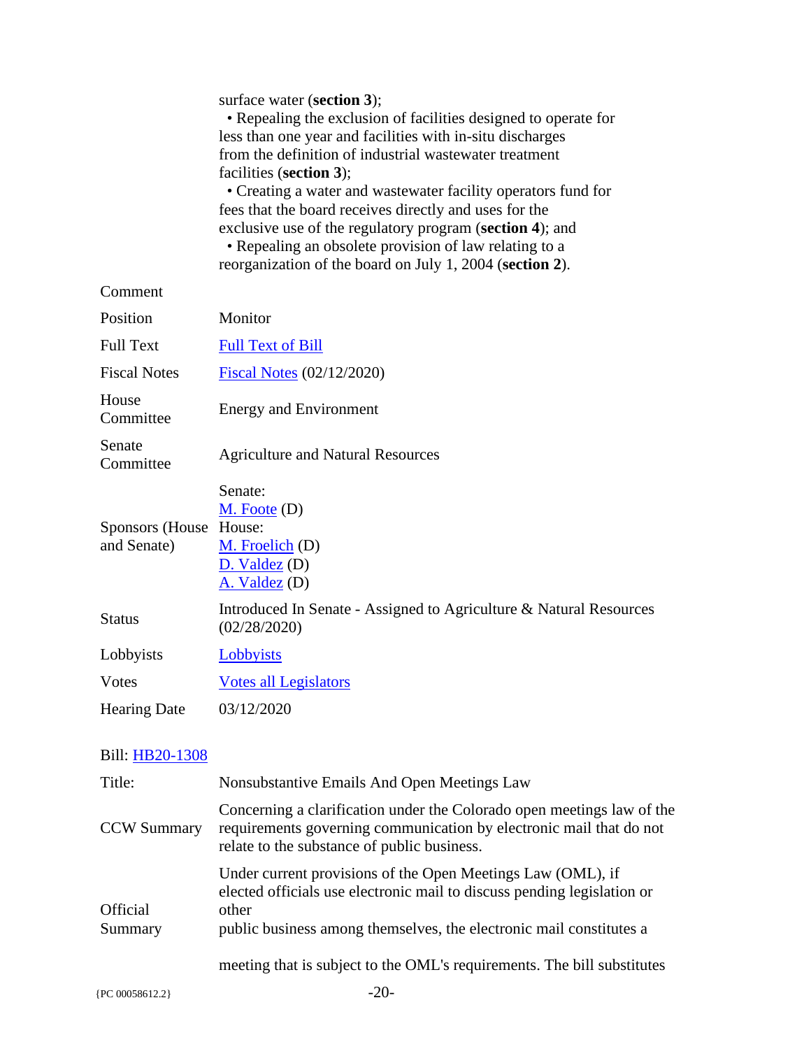| | |
|---|---|
| | surface water (**section 3**);<br>• Repealing the exclusion of facilities designed to operate for less than one year and facilities with in-situ discharges from the definition of industrial wastewater treatment facilities (**section 3**);<br>• Creating a water and wastewater facility operators fund for fees that the board receives directly and uses for the exclusive use of the regulatory program (**section 4**); and<br>• Repealing an obsolete provision of law relating to a reorganization of the board on July 1, 2004 (**section 2**). |
| Comment | |
| Position | Monitor |
| Full Text | Full Text of Bill |
| Fiscal Notes | Fiscal Notes (02/12/2020) |
| House Committee | Energy and Environment |
| Senate Committee | Agriculture and Natural Resources |
| Sponsors (House and Senate) | Senate:<br>M. Foote (D)<br>House:<br>M. Froelich (D)<br>D. Valdez (D)<br>A. Valdez (D) |
| Status | Introduced In Senate - Assigned to Agriculture & Natural Resources (02/28/2020) |
| Lobbyists | Lobbyists |
| Votes | Votes all Legislators |
| Hearing Date | 03/12/2020 |

Bill: HB20-1308

| | |
|---|---|
| Title: | Nonsubstantive Emails And Open Meetings Law |
| CCW Summary | Concerning a clarification under the Colorado open meetings law of the requirements governing communication by electronic mail that do not relate to the substance of public business. |
| Official Summary | Under current provisions of the Open Meetings Law (OML), if elected officials use electronic mail to discuss pending legislation or other<br>public business among themselves, the electronic mail constitutes a<br><br>meeting that is subject to the OML's requirements. The bill substitutes |

{PC 00058612.2}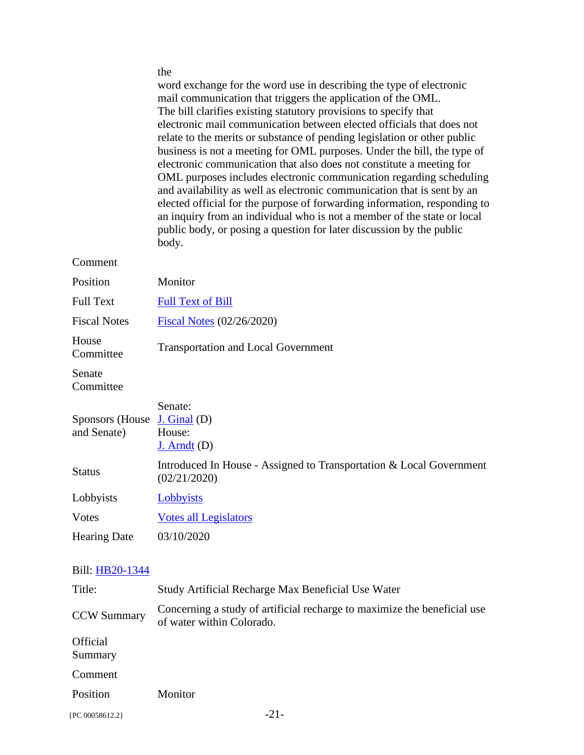| | |
|---|---|
| | the word exchange for the word use in describing the type of electronic mail communication that triggers the application of the OML. The bill clarifies existing statutory provisions to specify that electronic mail communication between elected officials that does not relate to the merits or substance of pending legislation or other public business is not a meeting for OML purposes. Under the bill, the type of electronic communication that also does not constitute a meeting for OML purposes includes electronic communication regarding scheduling and availability as well as electronic communication that is sent by an elected official for the purpose of forwarding information, responding to an inquiry from an individual who is not a member of the state or local public body, or posing a question for later discussion by the public body. |
| Comment | |
| Position | Monitor |
| Full Text | [Full Text of Bill]() |
| Fiscal Notes | [Fiscal Notes]() (02/26/2020) |
| House Committee | Transportation and Local Government |
| Senate Committee | |
| Sponsors (House and Senate) | Senate: [J. Ginal]() (D) House: [J. Arndt]() (D) |
| Status | Introduced In House - Assigned to Transportation & Local Government (02/21/2020) |
| Lobbyists | [Lobbyists]() |
| Votes | [Votes all Legislators]() |
| Hearing Date | 03/10/2020 |

Bill: [HB20-1344]()

| | |
|---|---|
| Title: | Study Artificial Recharge Max Beneficial Use Water |
| CCW Summary | Concerning a study of artificial recharge to maximize the beneficial use of water within Colorado. |
| Official Summary | |
| Comment | |
| Position | Monitor |

{PC 00058612.2}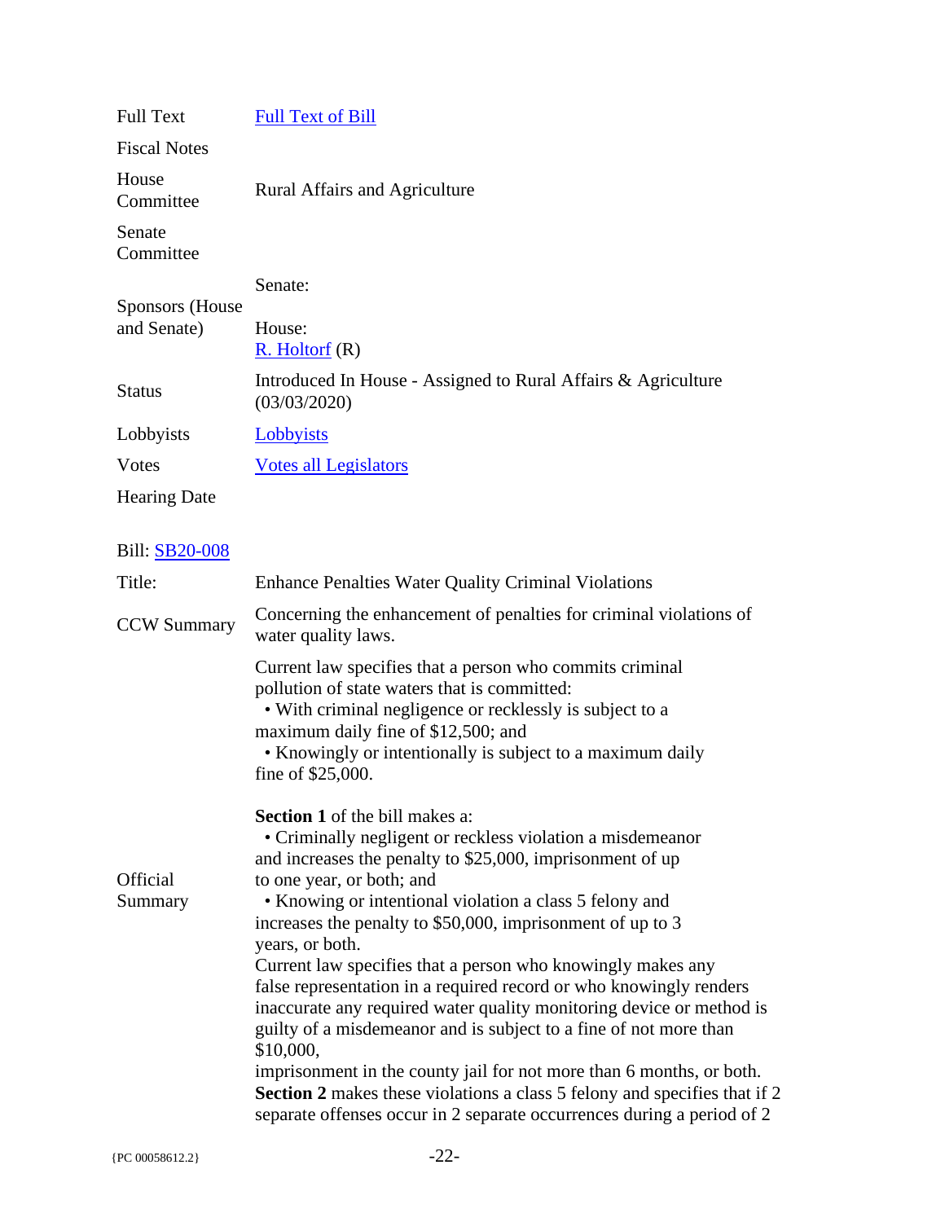| | |
|---|---|
| Full Text | [Full Text of Bill](#) |
| Fiscal Notes | |
| House Committee | Rural Affairs and Agriculture |
| Senate Committee | |
| Sponsors (House and Senate) | Senate:<br><br>House:<br>[R. Holtorf](#) (R) |
| Status | Introduced In House - Assigned to Rural Affairs & Agriculture (03/03/2020) |
| Lobbyists | [Lobbyists](#) |
| Votes | [Votes all Legislators](#) |
| Hearing Date | |

| | |
|---|---|
| Bill: [SB20-008](#) | |
| Title: | Enhance Penalties Water Quality Criminal Violations |
| CCW Summary | Concerning the enhancement of penalties for criminal violations of water quality laws. |
| Official Summary | Current law specifies that a person who commits criminal pollution of state waters that is committed:<br>• With criminal negligence or recklessly is subject to a maximum daily fine of $12,500; and<br>• Knowingly or intentionally is subject to a maximum daily fine of $25,000.<br><br>**Section 1** of the bill makes a:<br>• Criminally negligent or reckless violation a misdemeanor and increases the penalty to $25,000, imprisonment of up to one year, or both; and<br>• Knowing or intentional violation a class 5 felony and increases the penalty to $50,000, imprisonment of up to 3 years, or both.<br>Current law specifies that a person who knowingly makes any false representation in a required record or who knowingly renders inaccurate any required water quality monitoring device or method is guilty of a misdemeanor and is subject to a fine of not more than $10,000,<br>imprisonment in the county jail for not more than 6 months, or both.<br>**Section 2** makes these violations a class 5 felony and specifies that if 2 separate offenses occur in 2 separate occurrences during a period of 2 |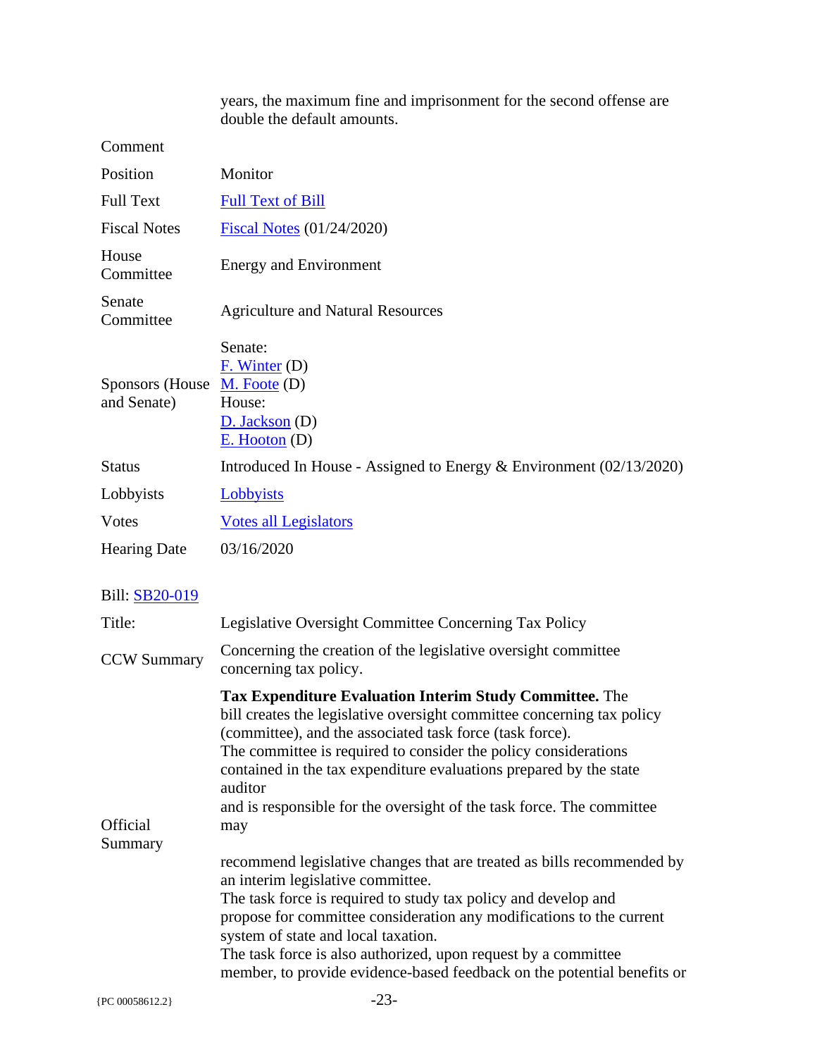| | |
|---|---|
| | years, the maximum fine and imprisonment for the second offense are double the default amounts. |
| Comment | |
| Position | Monitor |
| Full Text | [Full Text of Bill]() |
| Fiscal Notes | [Fiscal Notes]() (01/24/2020) |
| House Committee | Energy and Environment |
| Senate Committee | Agriculture and Natural Resources |
| Sponsors (House and Senate) | Senate:<br>[F. Winter]() (D)<br>[M. Foote]() (D)<br>House:<br>[D. Jackson]() (D)<br>[E. Hooton]() (D) |
| Status | Introduced In House - Assigned to Energy & Environment (02/13/2020) |
| Lobbyists | [Lobbyists]() |
| Votes | [Votes all Legislators]() |
| Hearing Date | 03/16/2020 |

Bill: [SB20-019]()

| | |
|---|---|
| Title: | Legislative Oversight Committee Concerning Tax Policy |
| CCW Summary | Concerning the creation of the legislative oversight committee concerning tax policy. |
| Official Summary | **Tax Expenditure Evaluation Interim Study Committee.** The bill creates the legislative oversight committee concerning tax policy (committee), and the associated task force (task force).<br>The committee is required to consider the policy considerations contained in the tax expenditure evaluations prepared by the state auditor<br>and is responsible for the oversight of the task force. The committee may<br><br>recommend legislative changes that are treated as bills recommended by an interim legislative committee.<br>The task force is required to study tax policy and develop and propose for committee consideration any modifications to the current system of state and local taxation.<br>The task force is also authorized, upon request by a committee member, to provide evidence-based feedback on the potential benefits or |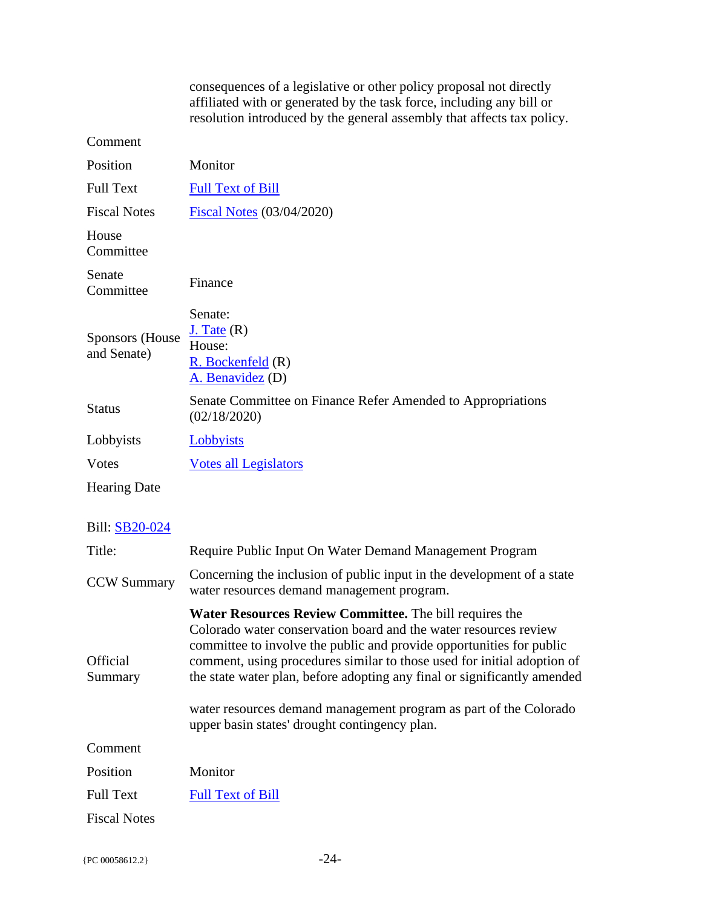| | |
|---|---|
| | consequences of a legislative or other policy proposal not directly affiliated with or generated by the task force, including any bill or resolution introduced by the general assembly that affects tax policy. |
| Comment | |
| Position | Monitor |
| Full Text | Full Text of Bill |
| Fiscal Notes | Fiscal Notes (03/04/2020) |
| House Committee | |
| Senate Committee | Finance |
| Sponsors (House and Senate) | Senate:<br>J. Tate (R)<br>House:<br>R. Bockenfeld (R)<br>A. Benavidez (D) |
| Status | Senate Committee on Finance Refer Amended to Appropriations (02/18/2020) |
| Lobbyists | Lobbyists |
| Votes | Votes all Legislators |
| Hearing Date | |

Bill: SB20-024

| | |
|---|---|
| Title: | Require Public Input On Water Demand Management Program |
| CCW Summary | Concerning the inclusion of public input in the development of a state water resources demand management program. |
| Official Summary | **Water Resources Review Committee.** The bill requires the Colorado water conservation board and the water resources review committee to involve the public and provide opportunities for public comment, using procedures similar to those used for initial adoption of the state water plan, before adopting any final or significantly amended water resources demand management program as part of the Colorado upper basin states' drought contingency plan. |
| Comment | |
| Position | Monitor |
| Full Text | Full Text of Bill |
| Fiscal Notes | |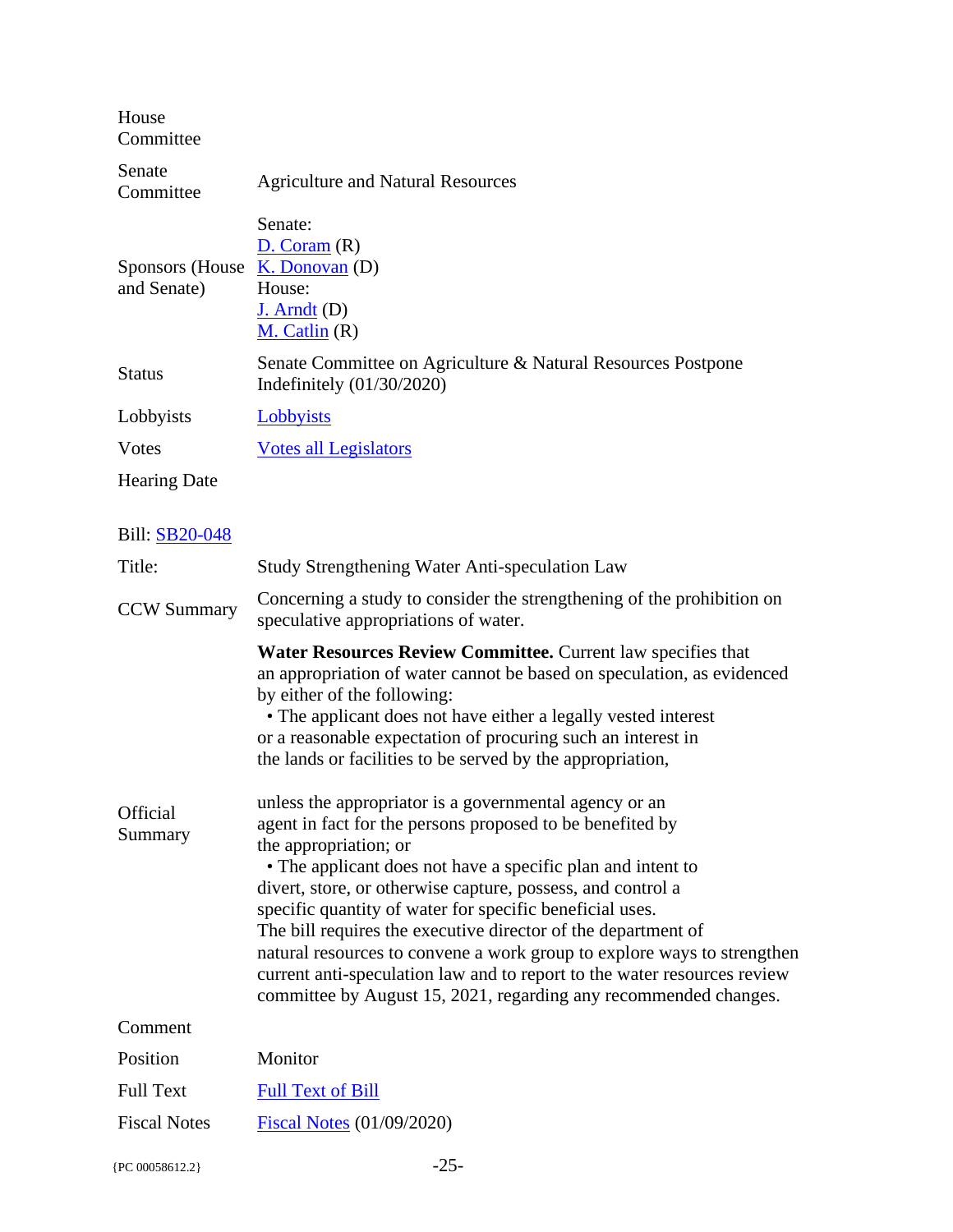| | |
|---|---|
| House Committee | |
| Senate Committee | Agriculture and Natural Resources |
| Sponsors (House and Senate) | Senate:<br>D. Coram (R)<br>K. Donovan (D)<br>House:<br>J. Arndt (D)<br>M. Catlin (R) |
| Status | Senate Committee on Agriculture & Natural Resources Postpone Indefinitely (01/30/2020) |
| Lobbyists | Lobbyists |
| Votes | Votes all Legislators |
| Hearing Date | |

| | |
|---|---|
| Bill: SB20-048 | |
| Title: | Study Strengthening Water Anti-speculation Law |
| CCW Summary | Concerning a study to consider the strengthening of the prohibition on speculative appropriations of water. |
| Official Summary | **Water Resources Review Committee.** Current law specifies that an appropriation of water cannot be based on speculation, as evidenced by either of the following:<br>• The applicant does not have either a legally vested interest or a reasonable expectation of procuring such an interest in the lands or facilities to be served by the appropriation,<br><br>unless the appropriator is a governmental agency or an agent in fact for the persons proposed to be benefited by the appropriation; or<br>• The applicant does not have a specific plan and intent to divert, store, or otherwise capture, possess, and control a specific quantity of water for specific beneficial uses.<br>The bill requires the executive director of the department of natural resources to convene a work group to explore ways to strengthen current anti-speculation law and to report to the water resources review committee by August 15, 2021, regarding any recommended changes. |
| Comment | |
| Position | Monitor |
| Full Text | Full Text of Bill |
| Fiscal Notes | Fiscal Notes (01/09/2020) |

{PC 00058612.2}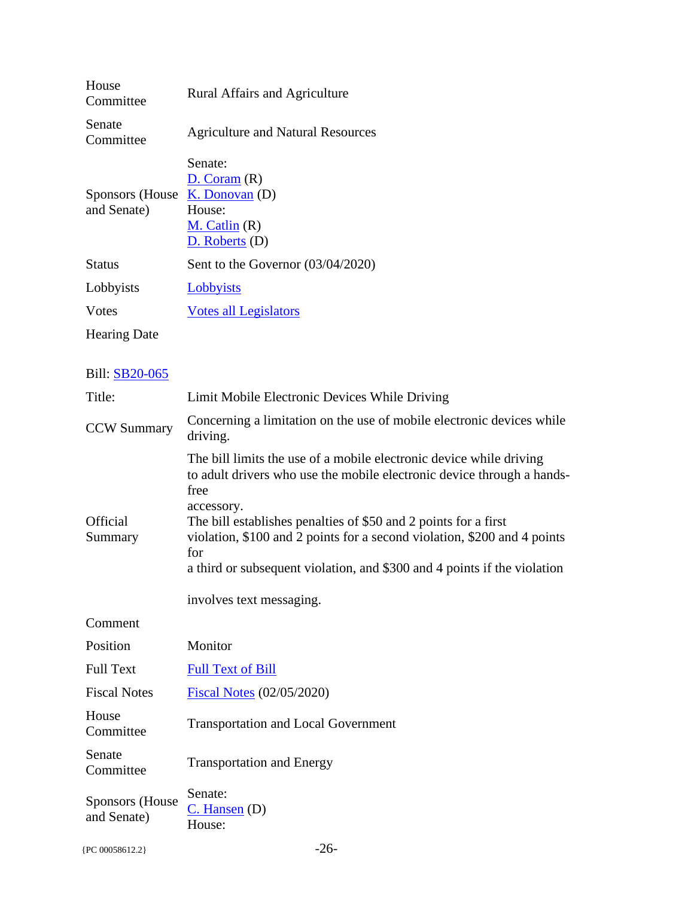| | |
|---|---|
| House Committee | Rural Affairs and Agriculture |
| Senate Committee | Agriculture and Natural Resources |
| Sponsors (House and Senate) | Senate:<br>D. Coram (R)<br>K. Donovan (D)<br>House:<br>M. Catlin (R)<br>D. Roberts (D) |
| Status | Sent to the Governor (03/04/2020) |
| Lobbyists | Lobbyists |
| Votes | Votes all Legislators |
| Hearing Date | |

| | |
|---|---|
| Bill: SB20-065 | |
| Title: | Limit Mobile Electronic Devices While Driving |
| CCW Summary | Concerning a limitation on the use of mobile electronic devices while driving. |
| Official Summary | The bill limits the use of a mobile electronic device while driving to adult drivers who use the mobile electronic device through a hands-free accessory.<br>The bill establishes penalties of $50 and 2 points for a first violation, $100 and 2 points for a second violation, $200 and 4 points for a third or subsequent violation, and $300 and 4 points if the violation involves text messaging. |
| Comment | |
| Position | Monitor |
| Full Text | Full Text of Bill |
| Fiscal Notes | Fiscal Notes (02/05/2020) |
| House Committee | Transportation and Local Government |
| Senate Committee | Transportation and Energy |
| Sponsors (House and Senate) | Senate:<br>C. Hansen (D)<br>House: |

{PC 00058612.2}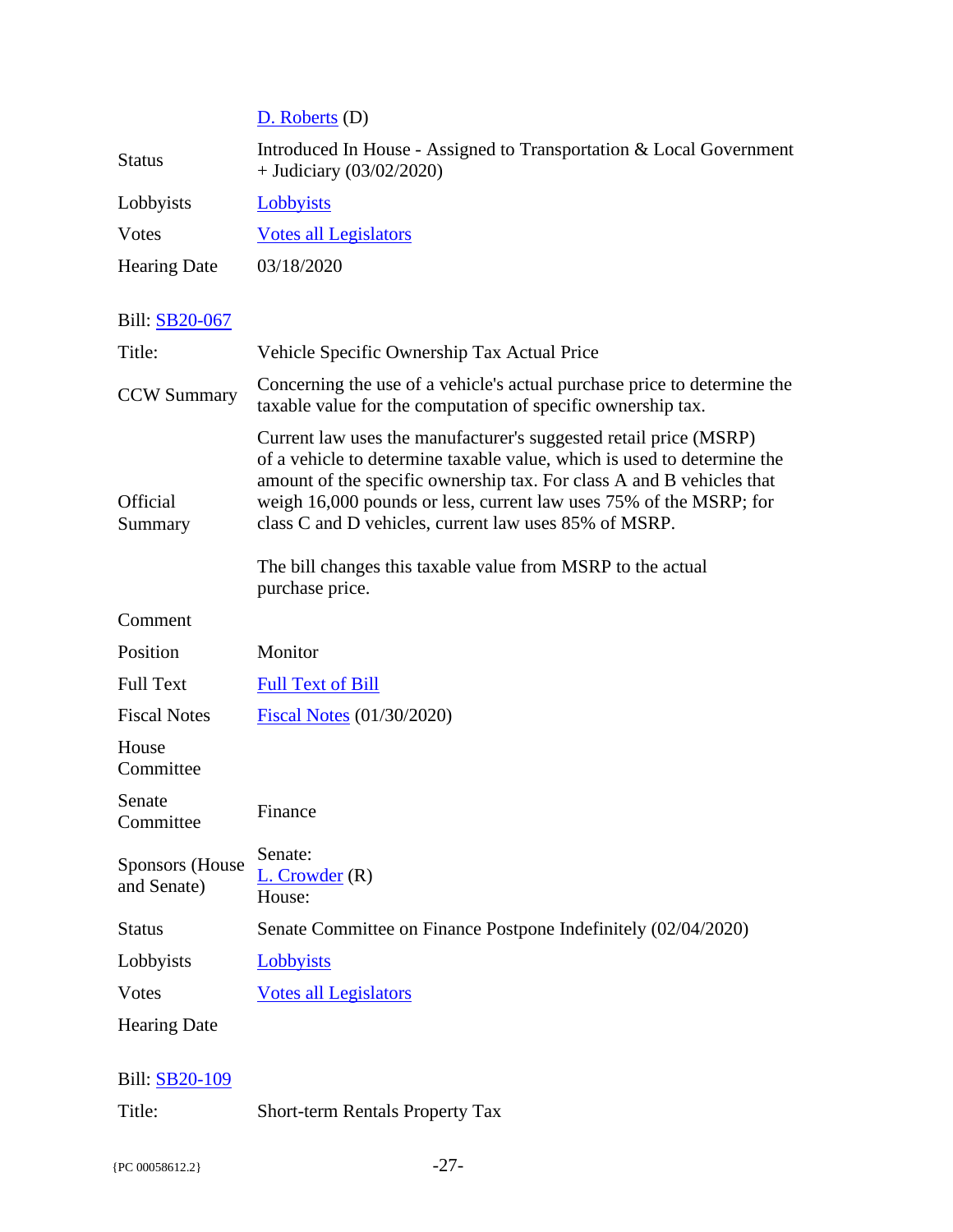| | |
|---|---|
| | D. Roberts (D) |
| Status | Introduced In House - Assigned to Transportation & Local Government + Judiciary (03/02/2020) |
| Lobbyists | Lobbyists |
| Votes | Votes all Legislators |
| Hearing Date | 03/18/2020 |

Bill: SB20-067

| | |
|---|---|
| Title: | Vehicle Specific Ownership Tax Actual Price |
| CCW Summary | Concerning the use of a vehicle's actual purchase price to determine the taxable value for the computation of specific ownership tax. |
| Official Summary | Current law uses the manufacturer's suggested retail price (MSRP) of a vehicle to determine taxable value, which is used to determine the amount of the specific ownership tax. For class A and B vehicles that weigh 16,000 pounds or less, current law uses 75% of the MSRP; for class C and D vehicles, current law uses 85% of MSRP.<br><br>The bill changes this taxable value from MSRP to the actual purchase price. |
| Comment | |
| Position | Monitor |
| Full Text | Full Text of Bill |
| Fiscal Notes | Fiscal Notes (01/30/2020) |
| House Committee | |
| Senate Committee | Finance |
| Sponsors (House and Senate) | Senate:<br>L. Crowder (R)<br>House: |
| Status | Senate Committee on Finance Postpone Indefinitely (02/04/2020) |
| Lobbyists | Lobbyists |
| Votes | Votes all Legislators |
| Hearing Date | |

Bill: SB20-109

| | |
|---|---|
| Title: | Short-term Rentals Property Tax |

{PC 00058612.2}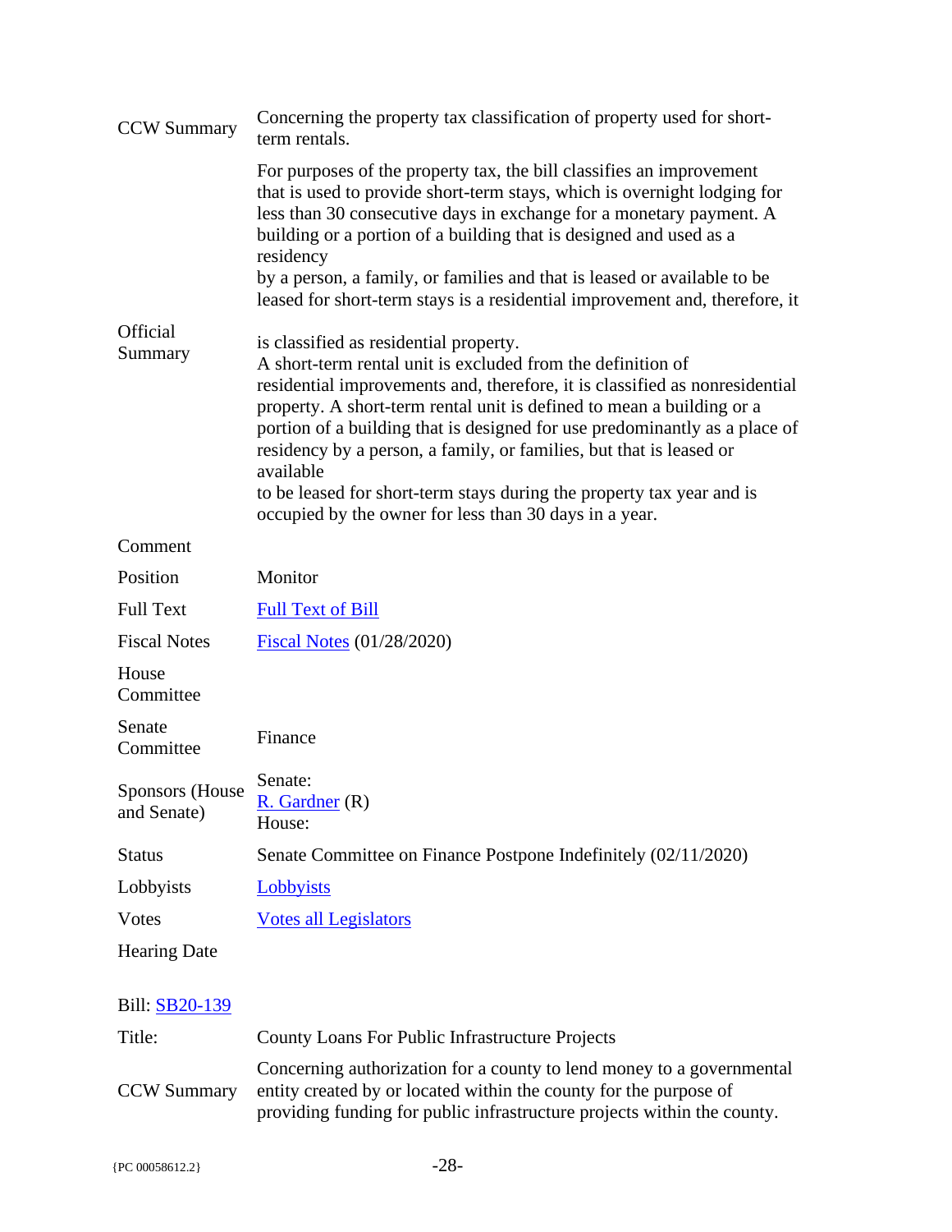| | |
|---|---|
| CCW Summary | Concerning the property tax classification of property used for short-term rentals. |
| Official Summary | For purposes of the property tax, the bill classifies an improvement that is used to provide short-term stays, which is overnight lodging for less than 30 consecutive days in exchange for a monetary payment. A building or a portion of a building that is designed and used as a residency by a person, a family, or families and that is leased or available to be leased for short-term stays is a residential improvement and, therefore, it is classified as residential property. A short-term rental unit is excluded from the definition of residential improvements and, therefore, it is classified as nonresidential property. A short-term rental unit is defined to mean a building or a portion of a building that is designed for use predominantly as a place of residency by a person, a family, or families, but that is leased or available to be leased for short-term stays during the property tax year and is occupied by the owner for less than 30 days in a year. |
| Comment | |
| Position | Monitor |
| Full Text | Full Text of Bill |
| Fiscal Notes | Fiscal Notes (01/28/2020) |
| House Committee | |
| Senate Committee | Finance |
| Sponsors (House and Senate) | Senate: R. Gardner (R) House: |
| Status | Senate Committee on Finance Postpone Indefinitely (02/11/2020) |
| Lobbyists | Lobbyists |
| Votes | Votes all Legislators |
| Hearing Date | |

Bill: SB20-139

| | |
|---|---|
| Title: | County Loans For Public Infrastructure Projects |
| CCW Summary | Concerning authorization for a county to lend money to a governmental entity created by or located within the county for the purpose of providing funding for public infrastructure projects within the county. |

{PC 00058612.2}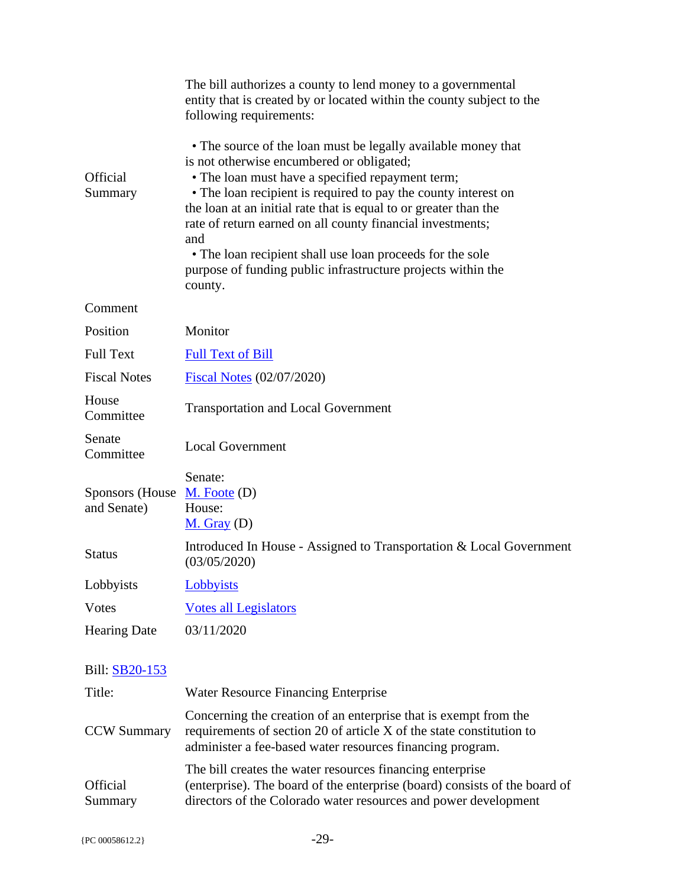| | |
|---|---|
| Official Summary | The bill authorizes a county to lend money to a governmental entity that is created by or located within the county subject to the following requirements:<br><br>• The source of the loan must be legally available money that is not otherwise encumbered or obligated;<br>• The loan must have a specified repayment term;<br>• The loan recipient is required to pay the county interest on the loan at an initial rate that is equal to or greater than the rate of return earned on all county financial investments; and<br>• The loan recipient shall use loan proceeds for the sole purpose of funding public infrastructure projects within the county. |
| Comment | |
| Position | Monitor |
| Full Text | [Full Text of Bill]() |
| Fiscal Notes | [Fiscal Notes]() (02/07/2020) |
| House Committee | Transportation and Local Government |
| Senate Committee | Local Government |
| Sponsors (House and Senate) | Senate:<br>[M. Foote]() (D)<br>House:<br>[M. Gray]() (D) |
| Status | Introduced In House - Assigned to Transportation & Local Government (03/05/2020) |
| Lobbyists | [Lobbyists]() |
| Votes | [Votes all Legislators]() |
| Hearing Date | 03/11/2020 |

Bill: [SB20-153]()

| | |
|---|---|
| Title: | Water Resource Financing Enterprise |
| CCW Summary | Concerning the creation of an enterprise that is exempt from the requirements of section 20 of article X of the state constitution to administer a fee-based water resources financing program. |
| Official Summary | The bill creates the water resources financing enterprise (enterprise). The board of the enterprise (board) consists of the board of directors of the Colorado water resources and power development |

{PC 00058612.2}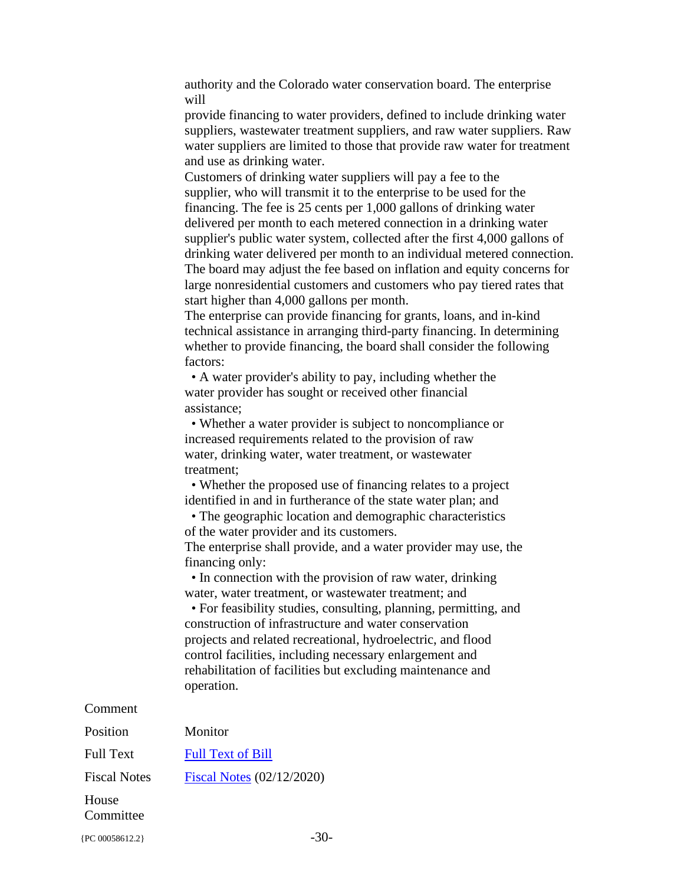authority and the Colorado water conservation board. The enterprise will provide financing to water providers, defined to include drinking water suppliers, wastewater treatment suppliers, and raw water suppliers. Raw water suppliers are limited to those that provide raw water for treatment and use as drinking water.

Customers of drinking water suppliers will pay a fee to the supplier, who will transmit it to the enterprise to be used for the financing. The fee is 25 cents per 1,000 gallons of drinking water delivered per month to each metered connection in a drinking water supplier's public water system, collected after the first 4,000 gallons of drinking water delivered per month to an individual metered connection. The board may adjust the fee based on inflation and equity concerns for large nonresidential customers and customers who pay tiered rates that start higher than 4,000 gallons per month.

The enterprise can provide financing for grants, loans, and in-kind technical assistance in arranging third-party financing. In determining whether to provide financing, the board shall consider the following factors:

- A water provider's ability to pay, including whether the water provider has sought or received other financial assistance;
- Whether a water provider is subject to noncompliance or increased requirements related to the provision of raw water, drinking water, water treatment, or wastewater treatment;
- Whether the proposed use of financing relates to a project identified in and in furtherance of the state water plan; and
- The geographic location and demographic characteristics of the water provider and its customers.

The enterprise shall provide, and a water provider may use, the financing only:

- In connection with the provision of raw water, drinking water, water treatment, or wastewater treatment; and
- For feasibility studies, consulting, planning, permitting, and construction of infrastructure and water conservation projects and related recreational, hydroelectric, and flood control facilities, including necessary enlargement and rehabilitation of facilities but excluding maintenance and operation.

| | |
|---|---|
| Comment | |
| Position | Monitor |
| Full Text | Full Text of Bill |
| Fiscal Notes | Fiscal Notes (02/12/2020) |
| House Committee | |

{PC 00058612.2}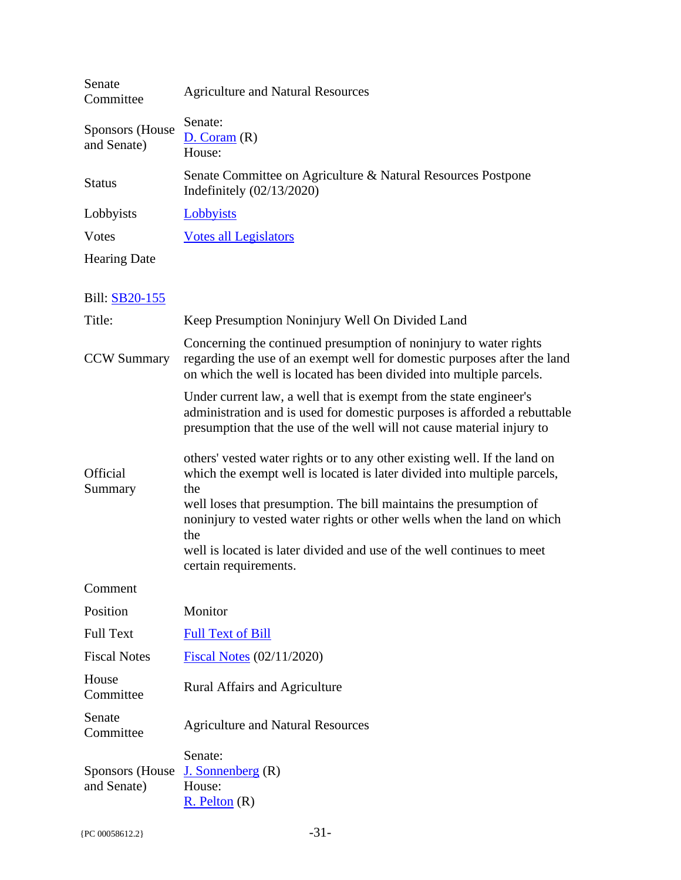| | |
|---|---|
| Senate Committee | Agriculture and Natural Resources |
| Sponsors (House and Senate) | Senate:<br>D. Coram (R)<br>House: |
| Status | Senate Committee on Agriculture & Natural Resources Postpone Indefinitely (02/13/2020) |
| Lobbyists | Lobbyists |
| Votes | Votes all Legislators |
| Hearing Date | |

| Bill: SB20-155 | |
|---|---|
| Title: | Keep Presumption Noninjury Well On Divided Land |
| CCW Summary | Concerning the continued presumption of noninjury to water rights regarding the use of an exempt well for domestic purposes after the land on which the well is located has been divided into multiple parcels. |
| Official Summary | Under current law, a well that is exempt from the state engineer's administration and is used for domestic purposes is afforded a rebuttable presumption that the use of the well will not cause material injury to others' vested water rights or to any other existing well. If the land on which the exempt well is located is later divided into multiple parcels, the well loses that presumption. The bill maintains the presumption of noninjury to vested water rights or other wells when the land on which the well is located is later divided and use of the well continues to meet certain requirements. |
| Comment | |
| Position | Monitor |
| Full Text | Full Text of Bill |
| Fiscal Notes | Fiscal Notes (02/11/2020) |
| House Committee | Rural Affairs and Agriculture |
| Senate Committee | Agriculture and Natural Resources |
| Sponsors (House and Senate) | Senate:<br>J. Sonnenberg (R)<br>House:<br>R. Pelton (R) |

{PC 00058612.2}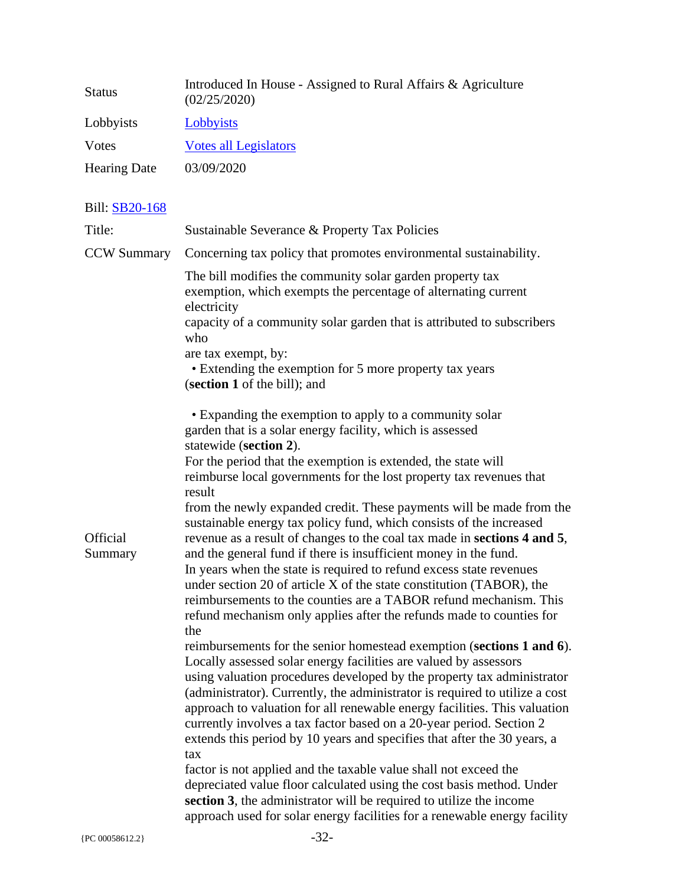| | |
|---|---|
| Status | Introduced In House - Assigned to Rural Affairs & Agriculture (02/25/2020) |
| Lobbyists | Lobbyists |
| Votes | Votes all Legislators |
| Hearing Date | 03/09/2020 |

| | |
|---|---|
| Bill: | SB20-168 |
| Title: | Sustainable Severance & Property Tax Policies |
| CCW Summary | Concerning tax policy that promotes environmental sustainability. |
| Official Summary | The bill modifies the community solar garden property tax exemption, which exempts the percentage of alternating current electricity capacity of a community solar garden that is attributed to subscribers who are tax exempt, by:<br>• Extending the exemption for 5 more property tax years (**section 1** of the bill); and<br><br>• Expanding the exemption to apply to a community solar garden that is a solar energy facility, which is assessed statewide (**section 2**).<br>For the period that the exemption is extended, the state will reimburse local governments for the lost property tax revenues that result from the newly expanded credit. These payments will be made from the sustainable energy tax policy fund, which consists of the increased revenue as a result of changes to the coal tax made in **sections 4 and 5**, and the general fund if there is insufficient money in the fund.<br>In years when the state is required to refund excess state revenues under section 20 of article X of the state constitution (TABOR), the reimbursements to the counties are a TABOR refund mechanism. This refund mechanism only applies after the refunds made to counties for the reimbursements for the senior homestead exemption (**sections 1 and 6**).<br>Locally assessed solar energy facilities are valued by assessors using valuation procedures developed by the property tax administrator (administrator). Currently, the administrator is required to utilize a cost approach to valuation for all renewable energy facilities. This valuation currently involves a tax factor based on a 20-year period. Section 2 extends this period by 10 years and specifies that after the 30 years, a tax factor is not applied and the taxable value shall not exceed the depreciated value floor calculated using the cost basis method. Under **section 3**, the administrator will be required to utilize the income approach used for solar energy facilities for a renewable energy facility |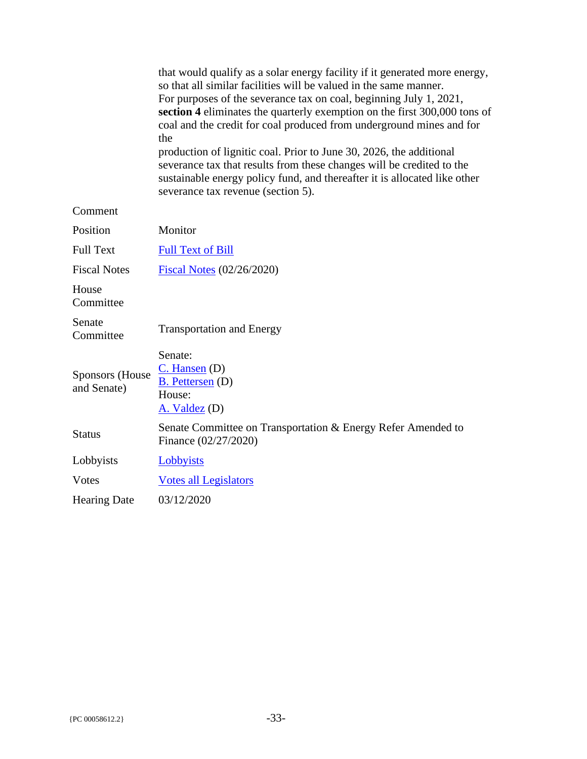| | |
|---|---|
| | that would qualify as a solar energy facility if it generated more energy, so that all similar facilities will be valued in the same manner.<br>For purposes of the severance tax on coal, beginning July 1, 2021, **section 4** eliminates the quarterly exemption on the first 300,000 tons of coal and the credit for coal produced from underground mines and for the<br>production of lignitic coal. Prior to June 30, 2026, the additional severance tax that results from these changes will be credited to the sustainable energy policy fund, and thereafter it is allocated like other severance tax revenue (section 5). |
| Comment | |
| Position | Monitor |
| Full Text | Full Text of Bill |
| Fiscal Notes | Fiscal Notes (02/26/2020) |
| House Committee | |
| Senate Committee | Transportation and Energy |
| Sponsors (House and Senate) | Senate:<br>C. Hansen (D)<br>B. Pettersen (D)<br>House:<br>A. Valdez (D) |
| Status | Senate Committee on Transportation & Energy Refer Amended to Finance (02/27/2020) |
| Lobbyists | Lobbyists |
| Votes | Votes all Legislators |
| Hearing Date | 03/12/2020 |

{PC 00058612.2}